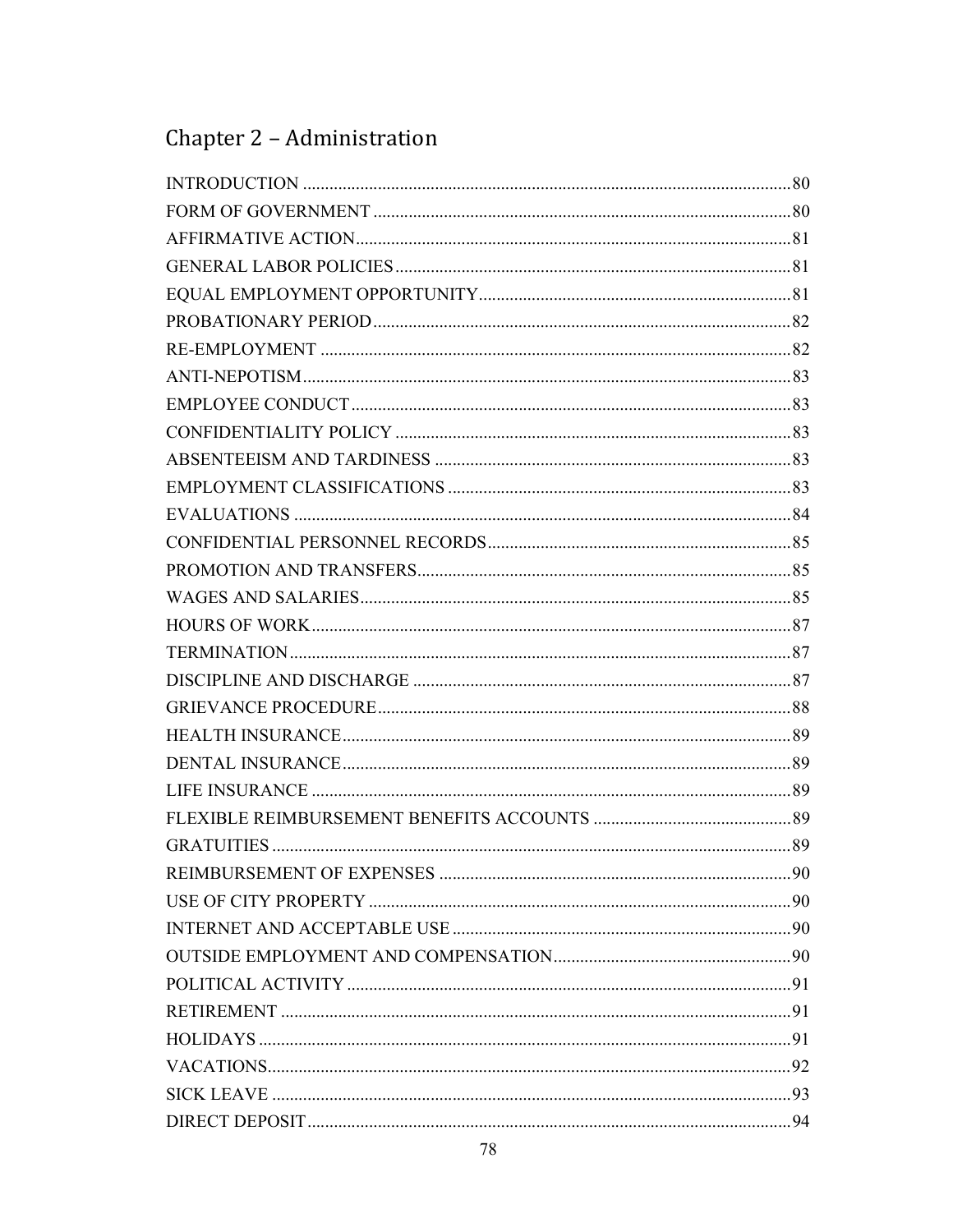# Chapter 2 – Administration

| | |
|---|---|
| INTRODUCTION | 80 |
| FORM OF GOVERNMENT | 80 |
| AFFIRMATIVE ACTION | 81 |
| GENERAL LABOR POLICIES | 81 |
| EQUAL EMPLOYMENT OPPORTUNITY | 81 |
| PROBATIONARY PERIOD | 82 |
| RE-EMPLOYMENT | 82 |
| ANTI-NEPOTISM | 83 |
| EMPLOYEE CONDUCT | 83 |
| CONFIDENTIALITY POLICY | 83 |
| ABSENTEEISM AND TARDINESS | 83 |
| EMPLOYMENT CLASSIFICATIONS | 83 |
| EVALUATIONS | 84 |
| CONFIDENTIAL PERSONNEL RECORDS | 85 |
| PROMOTION AND TRANSFERS | 85 |
| WAGES AND SALARIES | 85 |
| HOURS OF WORK | 87 |
| TERMINATION | 87 |
| DISCIPLINE AND DISCHARGE | 87 |
| GRIEVANCE PROCEDURE | 88 |
| HEALTH INSURANCE | 89 |
| DENTAL INSURANCE | 89 |
| LIFE INSURANCE | 89 |
| FLEXIBLE REIMBURSEMENT BENEFITS ACCOUNTS | 89 |
| GRATUITIES | 89 |
| REIMBURSEMENT OF EXPENSES | 90 |
| USE OF CITY PROPERTY | 90 |
| INTERNET AND ACCEPTABLE USE | 90 |
| OUTSIDE EMPLOYMENT AND COMPENSATION | 90 |
| POLITICAL ACTIVITY | 91 |
| RETIREMENT | 91 |
| HOLIDAYS | 91 |
| VACATIONS | 92 |
| SICK LEAVE | 93 |
| DIRECT DEPOSIT | 94 |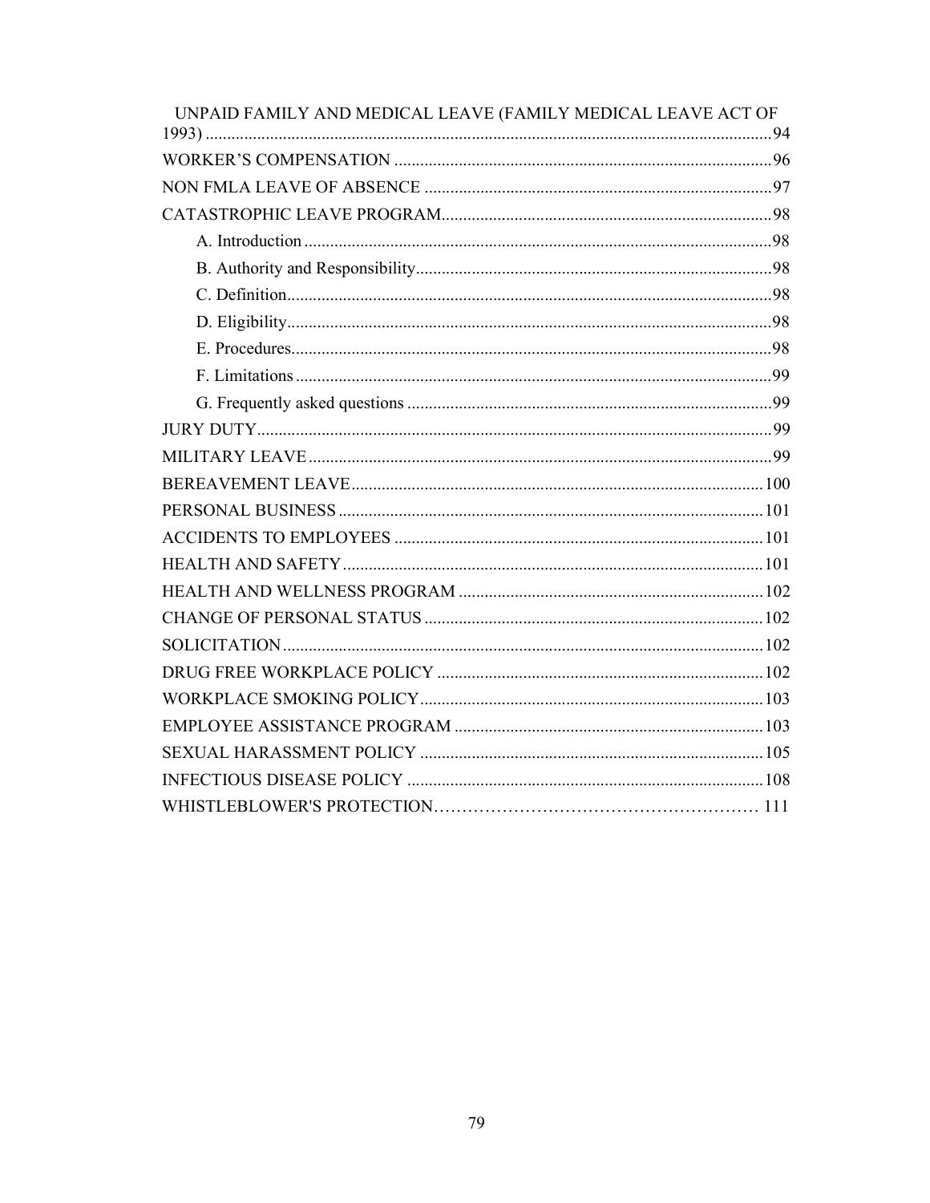UNPAID FAMILY AND MEDICAL LEAVE (FAMILY MEDICAL LEAVE ACT OF 1993) .......... 94

WORKER'S COMPENSATION .......... 96

NON FMLA LEAVE OF ABSENCE .......... 97

CATASTROPHIC LEAVE PROGRAM .......... 98

- A. Introduction .......... 98
- B. Authority and Responsibility .......... 98
- C. Definition .......... 98
- D. Eligibility .......... 98
- E. Procedures .......... 98
- F. Limitations .......... 99
- G. Frequently asked questions .......... 99

JURY DUTY .......... 99

MILITARY LEAVE .......... 99

BEREAVEMENT LEAVE .......... 100

PERSONAL BUSINESS .......... 101

ACCIDENTS TO EMPLOYEES .......... 101

HEALTH AND SAFETY .......... 101

HEALTH AND WELLNESS PROGRAM .......... 102

CHANGE OF PERSONAL STATUS .......... 102

SOLICITATION .......... 102

DRUG FREE WORKPLACE POLICY .......... 102

WORKPLACE SMOKING POLICY .......... 103

EMPLOYEE ASSISTANCE PROGRAM .......... 103

SEXUAL HARASSMENT POLICY .......... 105

INFECTIOUS DISEASE POLICY .......... 108

WHISTLEBLOWER'S PROTECTION .......... 111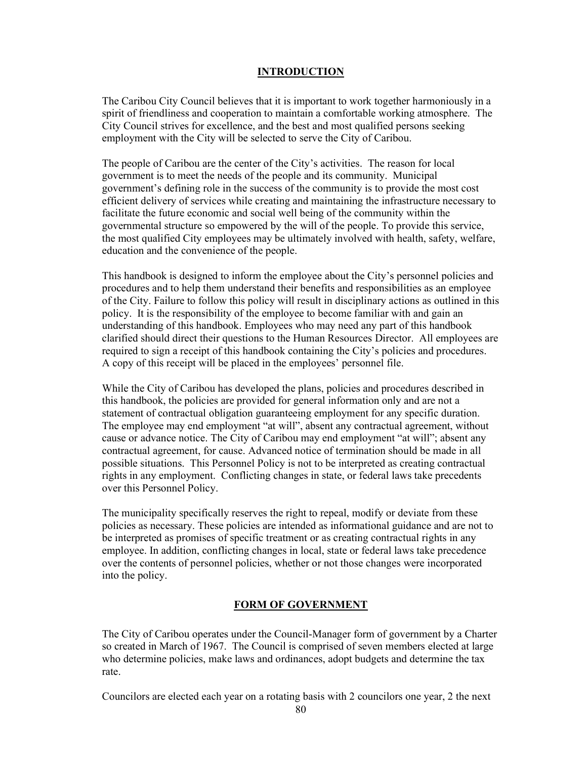## INTRODUCTION

The Caribou City Council believes that it is important to work together harmoniously in a spirit of friendliness and cooperation to maintain a comfortable working atmosphere. The City Council strives for excellence, and the best and most qualified persons seeking employment with the City will be selected to serve the City of Caribou.

The people of Caribou are the center of the City's activities. The reason for local government is to meet the needs of the people and its community. Municipal government's defining role in the success of the community is to provide the most cost efficient delivery of services while creating and maintaining the infrastructure necessary to facilitate the future economic and social well being of the community within the governmental structure so empowered by the will of the people. To provide this service, the most qualified City employees may be ultimately involved with health, safety, welfare, education and the convenience of the people.

This handbook is designed to inform the employee about the City's personnel policies and procedures and to help them understand their benefits and responsibilities as an employee of the City. Failure to follow this policy will result in disciplinary actions as outlined in this policy. It is the responsibility of the employee to become familiar with and gain an understanding of this handbook. Employees who may need any part of this handbook clarified should direct their questions to the Human Resources Director. All employees are required to sign a receipt of this handbook containing the City's policies and procedures. A copy of this receipt will be placed in the employees' personnel file.

While the City of Caribou has developed the plans, policies and procedures described in this handbook, the policies are provided for general information only and are not a statement of contractual obligation guaranteeing employment for any specific duration. The employee may end employment "at will", absent any contractual agreement, without cause or advance notice. The City of Caribou may end employment "at will"; absent any contractual agreement, for cause. Advanced notice of termination should be made in all possible situations. This Personnel Policy is not to be interpreted as creating contractual rights in any employment. Conflicting changes in state, or federal laws take precedents over this Personnel Policy.

The municipality specifically reserves the right to repeal, modify or deviate from these policies as necessary. These policies are intended as informational guidance and are not to be interpreted as promises of specific treatment or as creating contractual rights in any employee. In addition, conflicting changes in local, state or federal laws take precedence over the contents of personnel policies, whether or not those changes were incorporated into the policy.

## FORM OF GOVERNMENT

The City of Caribou operates under the Council-Manager form of government by a Charter so created in March of 1967. The Council is comprised of seven members elected at large who determine policies, make laws and ordinances, adopt budgets and determine the tax rate.

Councilors are elected each year on a rotating basis with 2 councilors one year, 2 the next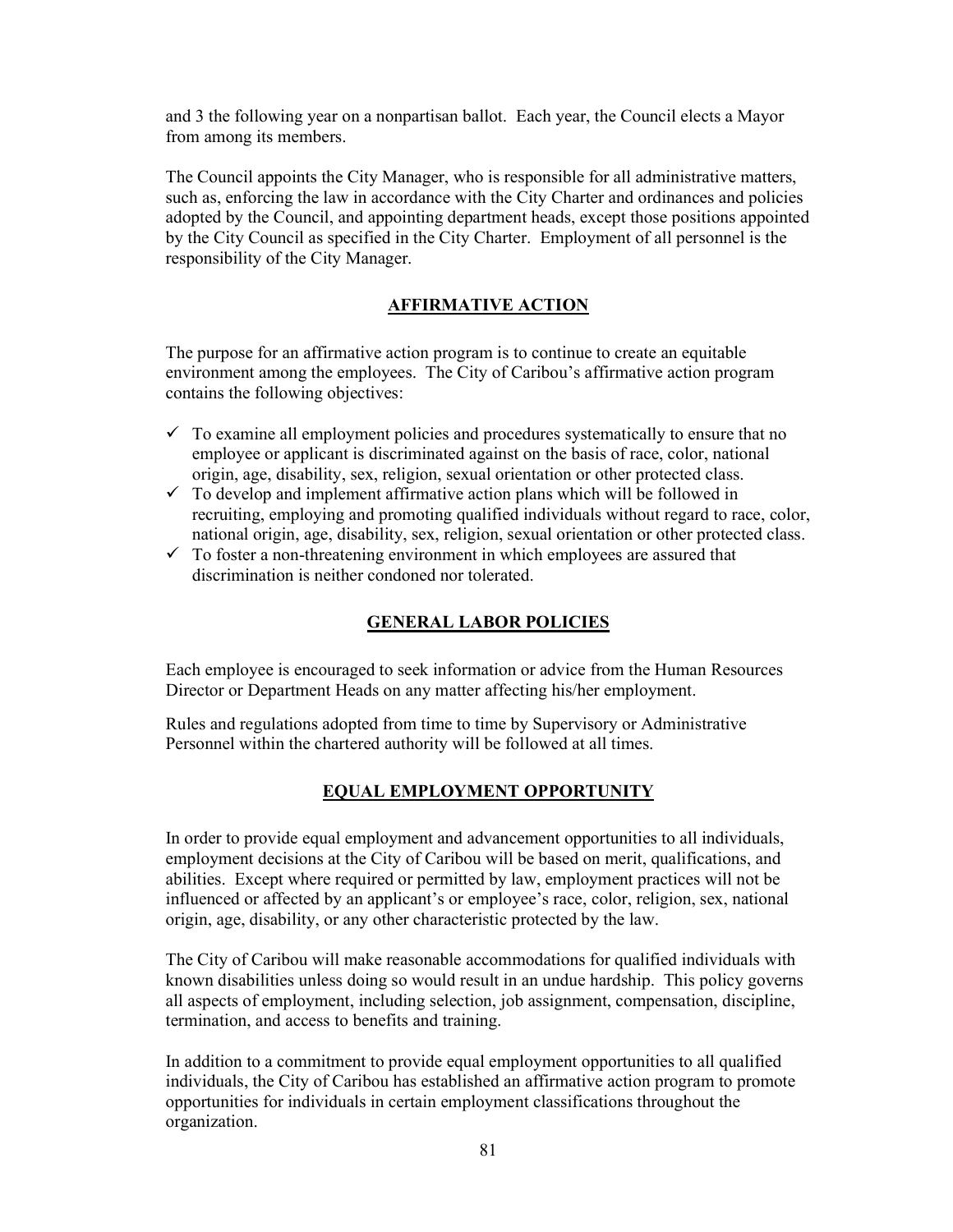and 3 the following year on a nonpartisan ballot. Each year, the Council elects a Mayor from among its members.

The Council appoints the City Manager, who is responsible for all administrative matters, such as, enforcing the law in accordance with the City Charter and ordinances and policies adopted by the Council, and appointing department heads, except those positions appointed by the City Council as specified in the City Charter. Employment of all personnel is the responsibility of the City Manager.

## AFFIRMATIVE ACTION

The purpose for an affirmative action program is to continue to create an equitable environment among the employees. The City of Caribou's affirmative action program contains the following objectives:

- ✓ To examine all employment policies and procedures systematically to ensure that no employee or applicant is discriminated against on the basis of race, color, national origin, age, disability, sex, religion, sexual orientation or other protected class.
- ✓ To develop and implement affirmative action plans which will be followed in recruiting, employing and promoting qualified individuals without regard to race, color, national origin, age, disability, sex, religion, sexual orientation or other protected class.
- ✓ To foster a non-threatening environment in which employees are assured that discrimination is neither condoned nor tolerated.

## GENERAL LABOR POLICIES

Each employee is encouraged to seek information or advice from the Human Resources Director or Department Heads on any matter affecting his/her employment.

Rules and regulations adopted from time to time by Supervisory or Administrative Personnel within the chartered authority will be followed at all times.

## EQUAL EMPLOYMENT OPPORTUNITY

In order to provide equal employment and advancement opportunities to all individuals, employment decisions at the City of Caribou will be based on merit, qualifications, and abilities. Except where required or permitted by law, employment practices will not be influenced or affected by an applicant's or employee's race, color, religion, sex, national origin, age, disability, or any other characteristic protected by the law.

The City of Caribou will make reasonable accommodations for qualified individuals with known disabilities unless doing so would result in an undue hardship. This policy governs all aspects of employment, including selection, job assignment, compensation, discipline, termination, and access to benefits and training.

In addition to a commitment to provide equal employment opportunities to all qualified individuals, the City of Caribou has established an affirmative action program to promote opportunities for individuals in certain employment classifications throughout the organization.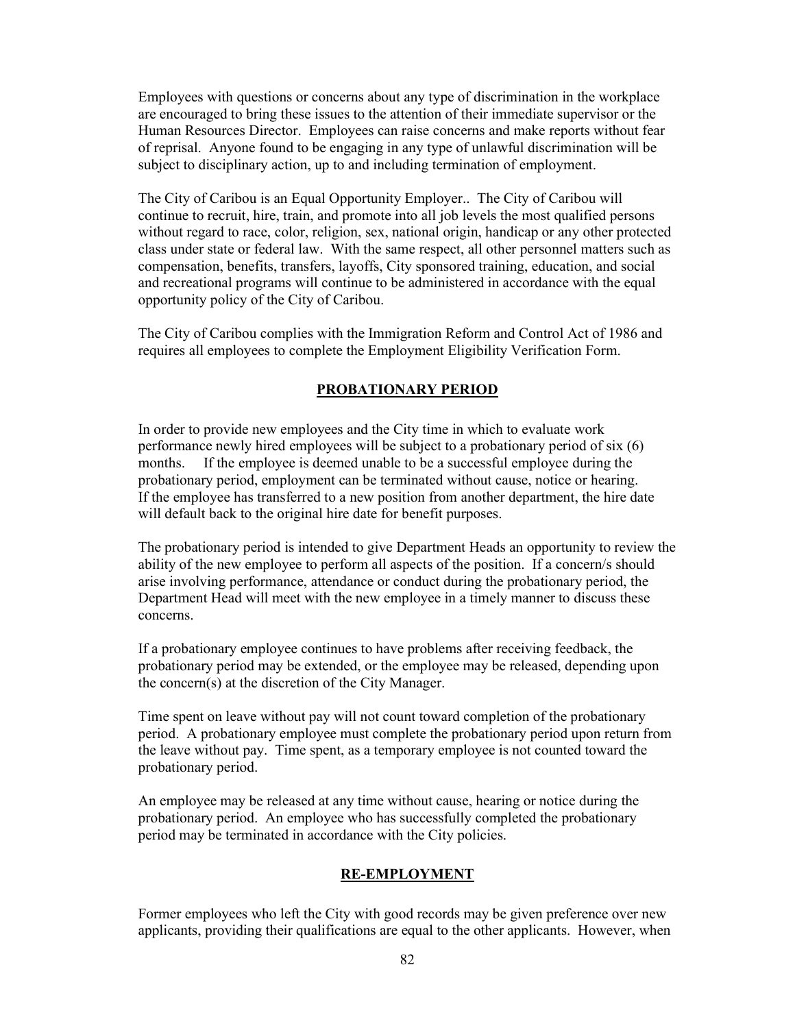Employees with questions or concerns about any type of discrimination in the workplace are encouraged to bring these issues to the attention of their immediate supervisor or the Human Resources Director. Employees can raise concerns and make reports without fear of reprisal. Anyone found to be engaging in any type of unlawful discrimination will be subject to disciplinary action, up to and including termination of employment.

The City of Caribou is an Equal Opportunity Employer.. The City of Caribou will continue to recruit, hire, train, and promote into all job levels the most qualified persons without regard to race, color, religion, sex, national origin, handicap or any other protected class under state or federal law. With the same respect, all other personnel matters such as compensation, benefits, transfers, layoffs, City sponsored training, education, and social and recreational programs will continue to be administered in accordance with the equal opportunity policy of the City of Caribou.

The City of Caribou complies with the Immigration Reform and Control Act of 1986 and requires all employees to complete the Employment Eligibility Verification Form.

## PROBATIONARY PERIOD

In order to provide new employees and the City time in which to evaluate work performance newly hired employees will be subject to a probationary period of six (6) months. If the employee is deemed unable to be a successful employee during the probationary period, employment can be terminated without cause, notice or hearing. If the employee has transferred to a new position from another department, the hire date will default back to the original hire date for benefit purposes.

The probationary period is intended to give Department Heads an opportunity to review the ability of the new employee to perform all aspects of the position. If a concern/s should arise involving performance, attendance or conduct during the probationary period, the Department Head will meet with the new employee in a timely manner to discuss these concerns.

If a probationary employee continues to have problems after receiving feedback, the probationary period may be extended, or the employee may be released, depending upon the concern(s) at the discretion of the City Manager.

Time spent on leave without pay will not count toward completion of the probationary period. A probationary employee must complete the probationary period upon return from the leave without pay. Time spent, as a temporary employee is not counted toward the probationary period.

An employee may be released at any time without cause, hearing or notice during the probationary period. An employee who has successfully completed the probationary period may be terminated in accordance with the City policies.

## RE-EMPLOYMENT

Former employees who left the City with good records may be given preference over new applicants, providing their qualifications are equal to the other applicants. However, when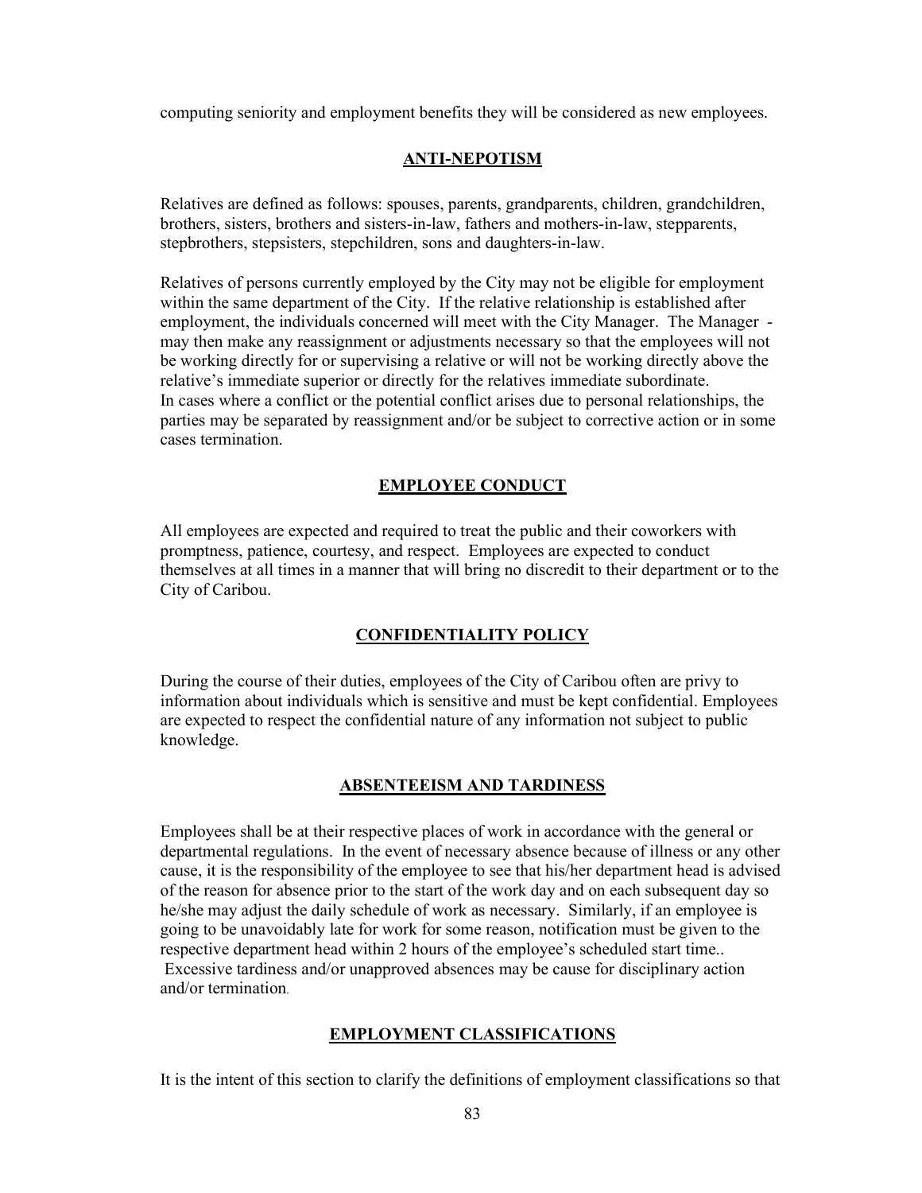computing seniority and employment benefits they will be considered as new employees.

## ANTI-NEPOTISM

Relatives are defined as follows: spouses, parents, grandparents, children, grandchildren, brothers, sisters, brothers and sisters-in-law, fathers and mothers-in-law, stepparents, stepbrothers, stepsisters, stepchildren, sons and daughters-in-law.

Relatives of persons currently employed by the City may not be eligible for employment within the same department of the City. If the relative relationship is established after employment, the individuals concerned will meet with the City Manager. The Manager - may then make any reassignment or adjustments necessary so that the employees will not be working directly for or supervising a relative or will not be working directly above the relative's immediate superior or directly for the relatives immediate subordinate.
In cases where a conflict or the potential conflict arises due to personal relationships, the parties may be separated by reassignment and/or be subject to corrective action or in some cases termination.

## EMPLOYEE CONDUCT

All employees are expected and required to treat the public and their coworkers with promptness, patience, courtesy, and respect. Employees are expected to conduct themselves at all times in a manner that will bring no discredit to their department or to the City of Caribou.

## CONFIDENTIALITY POLICY

During the course of their duties, employees of the City of Caribou often are privy to information about individuals which is sensitive and must be kept confidential. Employees are expected to respect the confidential nature of any information not subject to public knowledge.

## ABSENTEEISM AND TARDINESS

Employees shall be at their respective places of work in accordance with the general or departmental regulations. In the event of necessary absence because of illness or any other cause, it is the responsibility of the employee to see that his/her department head is advised of the reason for absence prior to the start of the work day and on each subsequent day so he/she may adjust the daily schedule of work as necessary. Similarly, if an employee is going to be unavoidably late for work for some reason, notification must be given to the respective department head within 2 hours of the employee's scheduled start time..
Excessive tardiness and/or unapproved absences may be cause for disciplinary action and/or termination.

## EMPLOYMENT CLASSIFICATIONS

It is the intent of this section to clarify the definitions of employment classifications so that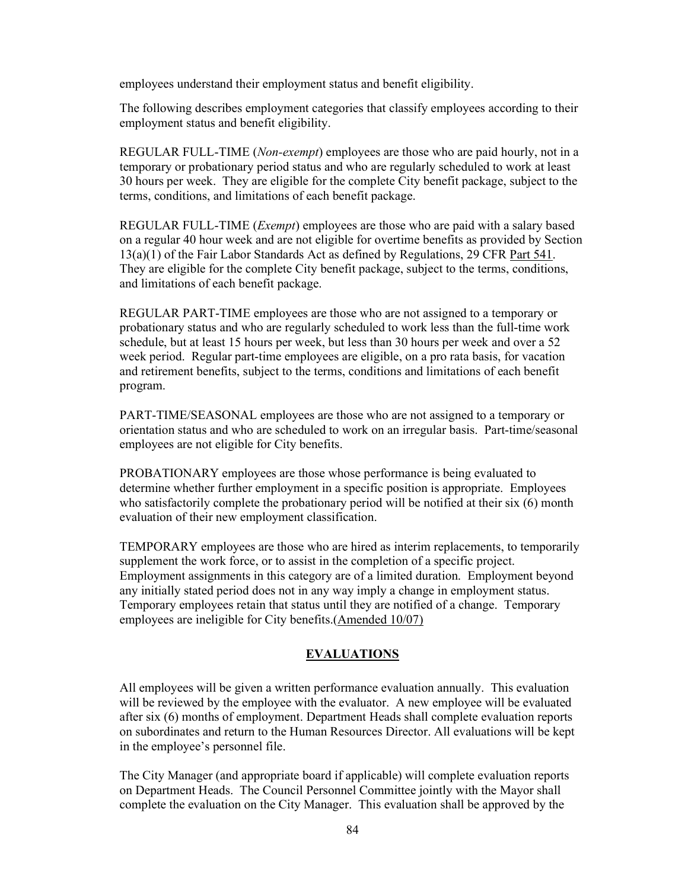employees understand their employment status and benefit eligibility.

The following describes employment categories that classify employees according to their employment status and benefit eligibility.

REGULAR FULL-TIME (*Non-exempt*) employees are those who are paid hourly, not in a temporary or probationary period status and who are regularly scheduled to work at least 30 hours per week. They are eligible for the complete City benefit package, subject to the terms, conditions, and limitations of each benefit package.

REGULAR FULL-TIME (*Exempt*) employees are those who are paid with a salary based on a regular 40 hour week and are not eligible for overtime benefits as provided by Section 13(a)(1) of the Fair Labor Standards Act as defined by Regulations, 29 CFR Part 541. They are eligible for the complete City benefit package, subject to the terms, conditions, and limitations of each benefit package.

REGULAR PART-TIME employees are those who are not assigned to a temporary or probationary status and who are regularly scheduled to work less than the full-time work schedule, but at least 15 hours per week, but less than 30 hours per week and over a 52 week period. Regular part-time employees are eligible, on a pro rata basis, for vacation and retirement benefits, subject to the terms, conditions and limitations of each benefit program.

PART-TIME/SEASONAL employees are those who are not assigned to a temporary or orientation status and who are scheduled to work on an irregular basis. Part-time/seasonal employees are not eligible for City benefits.

PROBATIONARY employees are those whose performance is being evaluated to determine whether further employment in a specific position is appropriate. Employees who satisfactorily complete the probationary period will be notified at their six (6) month evaluation of their new employment classification.

TEMPORARY employees are those who are hired as interim replacements, to temporarily supplement the work force, or to assist in the completion of a specific project. Employment assignments in this category are of a limited duration. Employment beyond any initially stated period does not in any way imply a change in employment status. Temporary employees retain that status until they are notified of a change. Temporary employees are ineligible for City benefits.(Amended 10/07)

## EVALUATIONS

All employees will be given a written performance evaluation annually. This evaluation will be reviewed by the employee with the evaluator. A new employee will be evaluated after six (6) months of employment. Department Heads shall complete evaluation reports on subordinates and return to the Human Resources Director. All evaluations will be kept in the employee's personnel file.

The City Manager (and appropriate board if applicable) will complete evaluation reports on Department Heads. The Council Personnel Committee jointly with the Mayor shall complete the evaluation on the City Manager. This evaluation shall be approved by the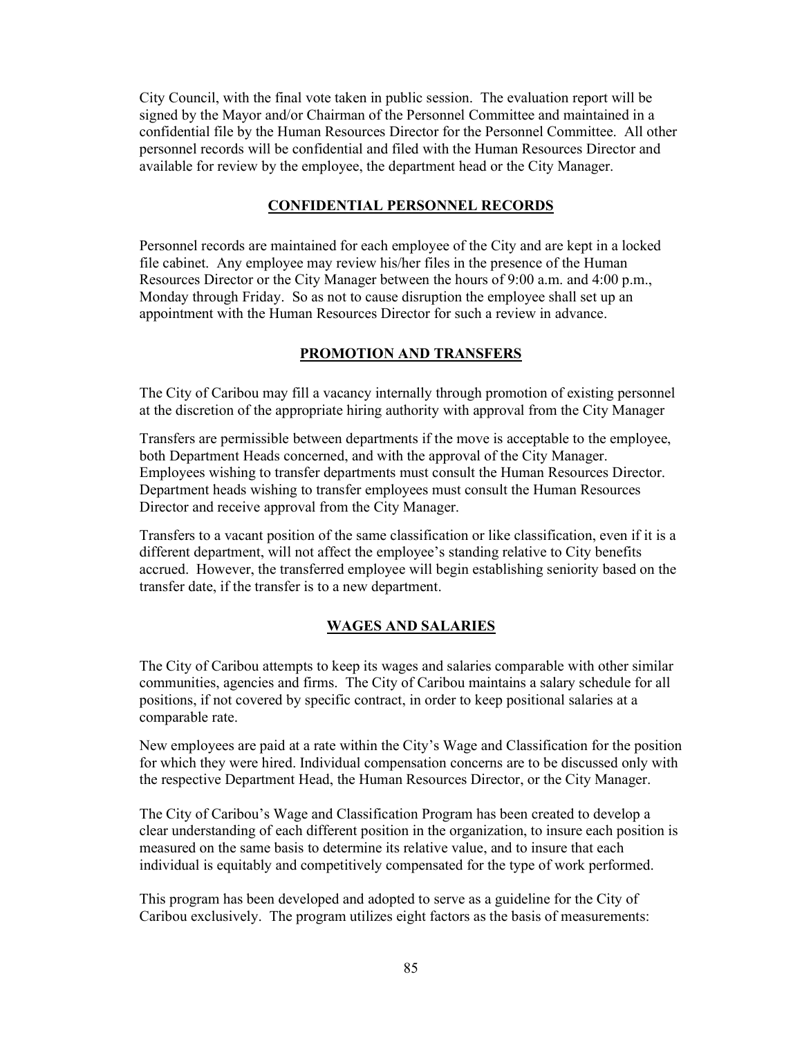City Council, with the final vote taken in public session. The evaluation report will be signed by the Mayor and/or Chairman of the Personnel Committee and maintained in a confidential file by the Human Resources Director for the Personnel Committee. All other personnel records will be confidential and filed with the Human Resources Director and available for review by the employee, the department head or the City Manager.

## CONFIDENTIAL PERSONNEL RECORDS

Personnel records are maintained for each employee of the City and are kept in a locked file cabinet. Any employee may review his/her files in the presence of the Human Resources Director or the City Manager between the hours of 9:00 a.m. and 4:00 p.m., Monday through Friday. So as not to cause disruption the employee shall set up an appointment with the Human Resources Director for such a review in advance.

## PROMOTION AND TRANSFERS

The City of Caribou may fill a vacancy internally through promotion of existing personnel at the discretion of the appropriate hiring authority with approval from the City Manager

Transfers are permissible between departments if the move is acceptable to the employee, both Department Heads concerned, and with the approval of the City Manager. Employees wishing to transfer departments must consult the Human Resources Director. Department heads wishing to transfer employees must consult the Human Resources Director and receive approval from the City Manager.

Transfers to a vacant position of the same classification or like classification, even if it is a different department, will not affect the employee's standing relative to City benefits accrued. However, the transferred employee will begin establishing seniority based on the transfer date, if the transfer is to a new department.

## WAGES AND SALARIES

The City of Caribou attempts to keep its wages and salaries comparable with other similar communities, agencies and firms. The City of Caribou maintains a salary schedule for all positions, if not covered by specific contract, in order to keep positional salaries at a comparable rate.

New employees are paid at a rate within the City's Wage and Classification for the position for which they were hired. Individual compensation concerns are to be discussed only with the respective Department Head, the Human Resources Director, or the City Manager.

The City of Caribou's Wage and Classification Program has been created to develop a clear understanding of each different position in the organization, to insure each position is measured on the same basis to determine its relative value, and to insure that each individual is equitably and competitively compensated for the type of work performed.

This program has been developed and adopted to serve as a guideline for the City of Caribou exclusively. The program utilizes eight factors as the basis of measurements: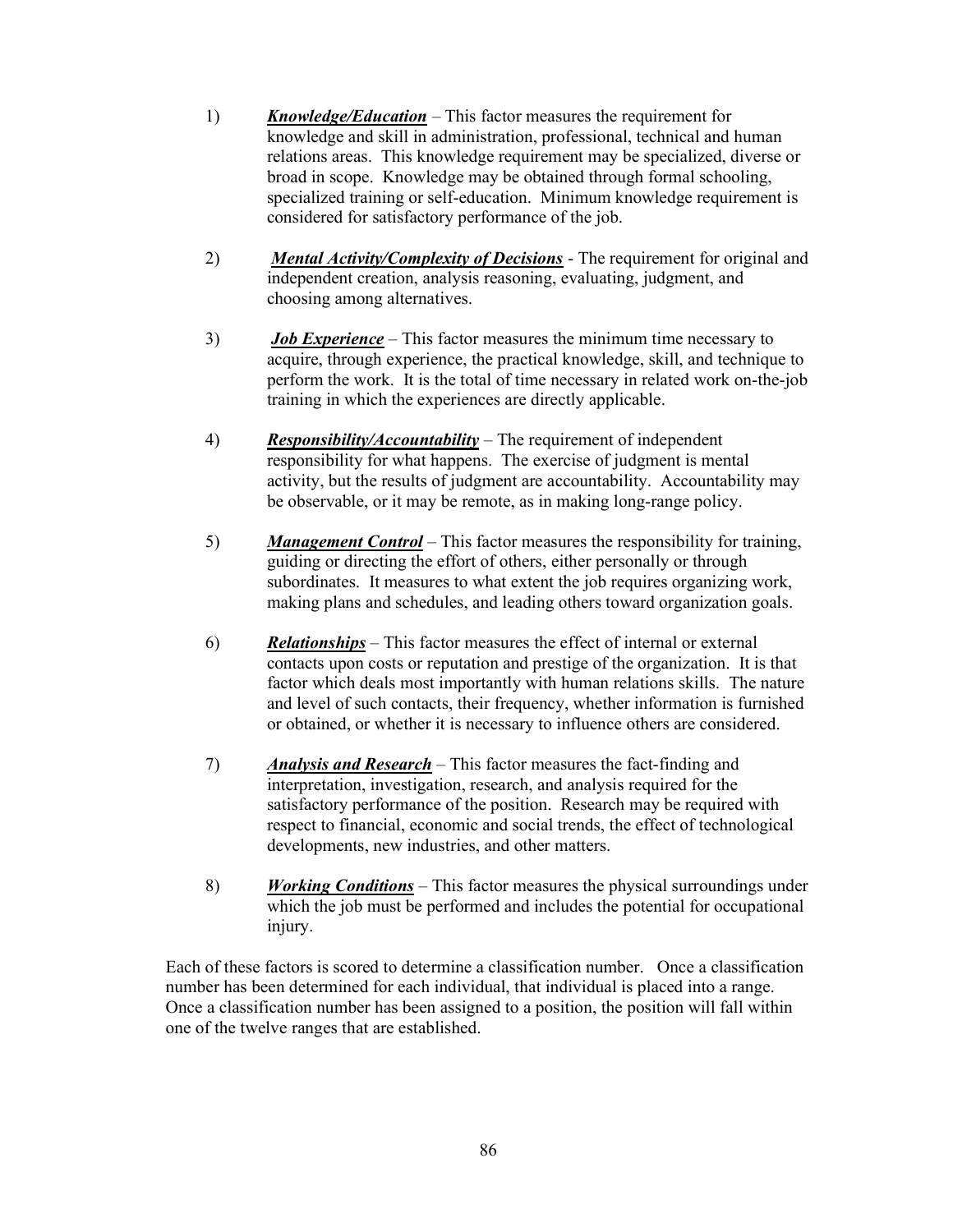1) ***Knowledge/Education*** – This factor measures the requirement for knowledge and skill in administration, professional, technical and human relations areas. This knowledge requirement may be specialized, diverse or broad in scope. Knowledge may be obtained through formal schooling, specialized training or self-education. Minimum knowledge requirement is considered for satisfactory performance of the job.

2) ***Mental Activity/Complexity of Decisions*** - The requirement for original and independent creation, analysis reasoning, evaluating, judgment, and choosing among alternatives.

3) ***Job Experience*** – This factor measures the minimum time necessary to acquire, through experience, the practical knowledge, skill, and technique to perform the work. It is the total of time necessary in related work on-the-job training in which the experiences are directly applicable.

4) ***Responsibility/Accountability*** – The requirement of independent responsibility for what happens. The exercise of judgment is mental activity, but the results of judgment are accountability. Accountability may be observable, or it may be remote, as in making long-range policy.

5) ***Management Control*** – This factor measures the responsibility for training, guiding or directing the effort of others, either personally or through subordinates. It measures to what extent the job requires organizing work, making plans and schedules, and leading others toward organization goals.

6) ***Relationships*** – This factor measures the effect of internal or external contacts upon costs or reputation and prestige of the organization. It is that factor which deals most importantly with human relations skills. The nature and level of such contacts, their frequency, whether information is furnished or obtained, or whether it is necessary to influence others are considered.

7) ***Analysis and Research*** – This factor measures the fact-finding and interpretation, investigation, research, and analysis required for the satisfactory performance of the position. Research may be required with respect to financial, economic and social trends, the effect of technological developments, new industries, and other matters.

8) ***Working Conditions*** – This factor measures the physical surroundings under which the job must be performed and includes the potential for occupational injury.

Each of these factors is scored to determine a classification number. Once a classification number has been determined for each individual, that individual is placed into a range. Once a classification number has been assigned to a position, the position will fall within one of the twelve ranges that are established.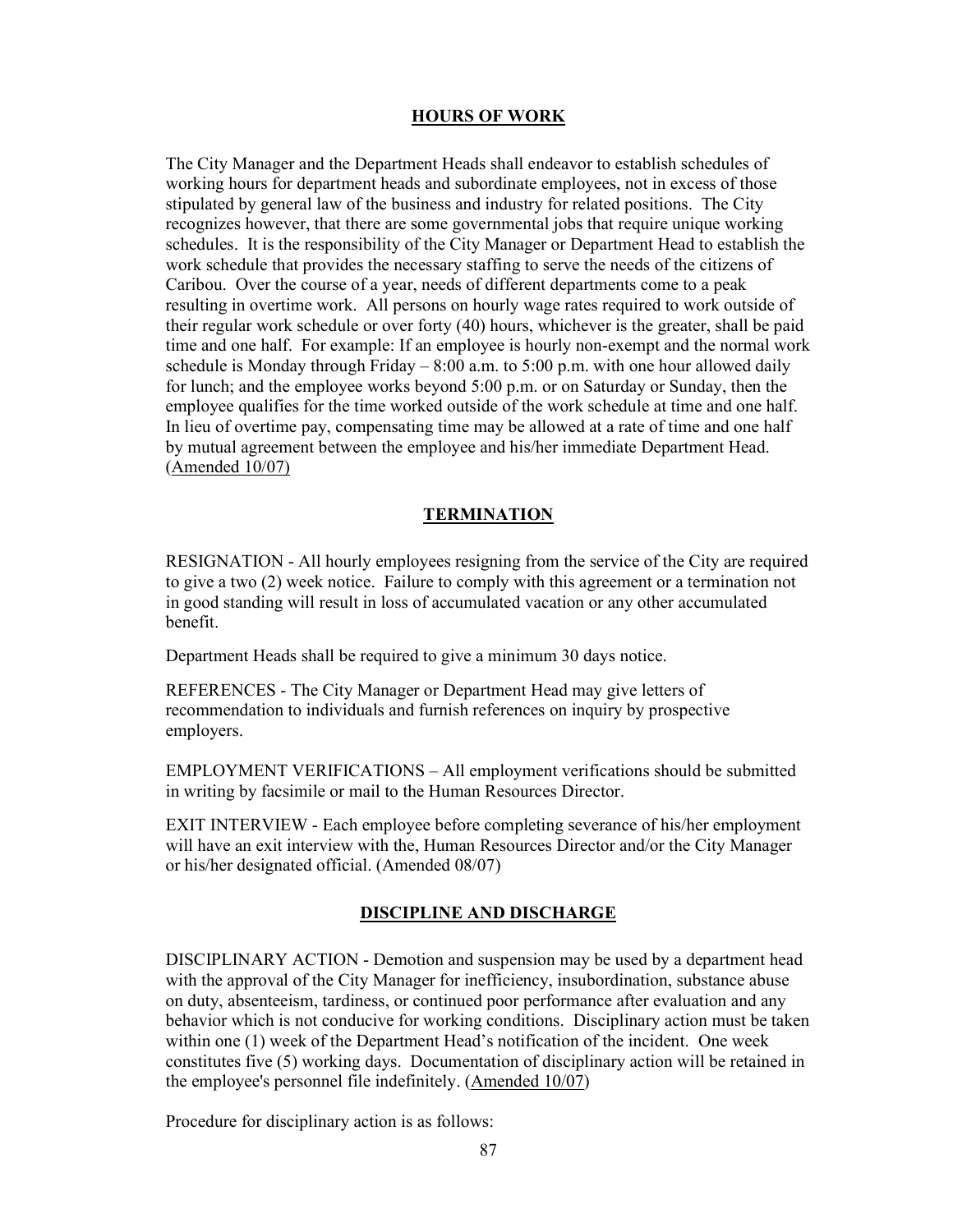## HOURS OF WORK

The City Manager and the Department Heads shall endeavor to establish schedules of working hours for department heads and subordinate employees, not in excess of those stipulated by general law of the business and industry for related positions. The City recognizes however, that there are some governmental jobs that require unique working schedules. It is the responsibility of the City Manager or Department Head to establish the work schedule that provides the necessary staffing to serve the needs of the citizens of Caribou. Over the course of a year, needs of different departments come to a peak resulting in overtime work. All persons on hourly wage rates required to work outside of their regular work schedule or over forty (40) hours, whichever is the greater, shall be paid time and one half. For example: If an employee is hourly non-exempt and the normal work schedule is Monday through Friday – 8:00 a.m. to 5:00 p.m. with one hour allowed daily for lunch; and the employee works beyond 5:00 p.m. or on Saturday or Sunday, then the employee qualifies for the time worked outside of the work schedule at time and one half. In lieu of overtime pay, compensating time may be allowed at a rate of time and one half by mutual agreement between the employee and his/her immediate Department Head. (Amended 10/07)

## TERMINATION

RESIGNATION - All hourly employees resigning from the service of the City are required to give a two (2) week notice. Failure to comply with this agreement or a termination not in good standing will result in loss of accumulated vacation or any other accumulated benefit.

Department Heads shall be required to give a minimum 30 days notice.

REFERENCES - The City Manager or Department Head may give letters of recommendation to individuals and furnish references on inquiry by prospective employers.

EMPLOYMENT VERIFICATIONS – All employment verifications should be submitted in writing by facsimile or mail to the Human Resources Director.

EXIT INTERVIEW - Each employee before completing severance of his/her employment will have an exit interview with the, Human Resources Director and/or the City Manager or his/her designated official. (Amended 08/07)

## DISCIPLINE AND DISCHARGE

DISCIPLINARY ACTION - Demotion and suspension may be used by a department head with the approval of the City Manager for inefficiency, insubordination, substance abuse on duty, absenteeism, tardiness, or continued poor performance after evaluation and any behavior which is not conducive for working conditions. Disciplinary action must be taken within one (1) week of the Department Head's notification of the incident. One week constitutes five (5) working days. Documentation of disciplinary action will be retained in the employee's personnel file indefinitely. (Amended 10/07)

Procedure for disciplinary action is as follows: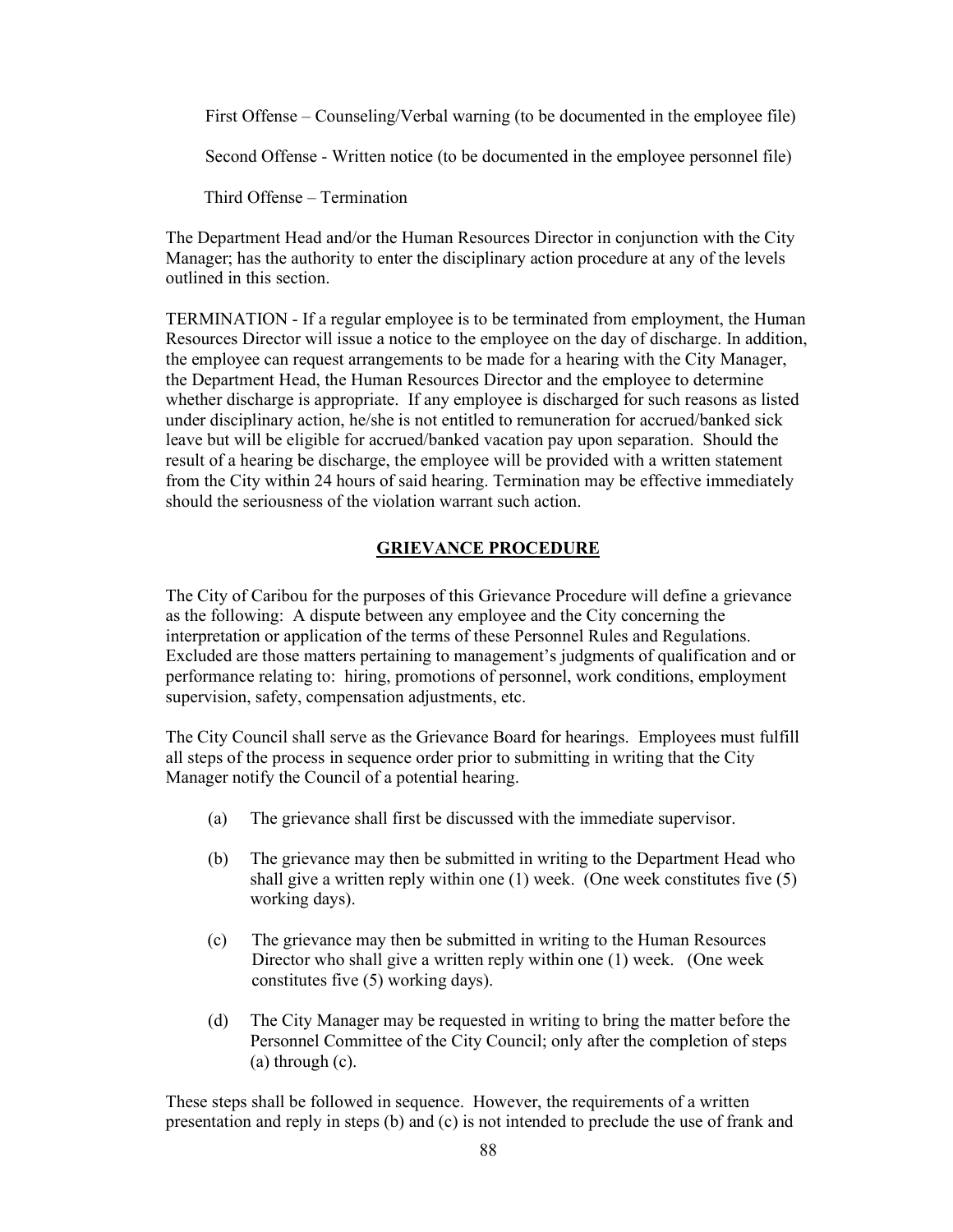First Offense – Counseling/Verbal warning (to be documented in the employee file)

Second Offense - Written notice (to be documented in the employee personnel file)

Third Offense – Termination

The Department Head and/or the Human Resources Director in conjunction with the City Manager; has the authority to enter the disciplinary action procedure at any of the levels outlined in this section.

TERMINATION - If a regular employee is to be terminated from employment, the Human Resources Director will issue a notice to the employee on the day of discharge. In addition, the employee can request arrangements to be made for a hearing with the City Manager, the Department Head, the Human Resources Director and the employee to determine whether discharge is appropriate. If any employee is discharged for such reasons as listed under disciplinary action, he/she is not entitled to remuneration for accrued/banked sick leave but will be eligible for accrued/banked vacation pay upon separation. Should the result of a hearing be discharge, the employee will be provided with a written statement from the City within 24 hours of said hearing. Termination may be effective immediately should the seriousness of the violation warrant such action.

## GRIEVANCE PROCEDURE

The City of Caribou for the purposes of this Grievance Procedure will define a grievance as the following: A dispute between any employee and the City concerning the interpretation or application of the terms of these Personnel Rules and Regulations. Excluded are those matters pertaining to management's judgments of qualification and or performance relating to: hiring, promotions of personnel, work conditions, employment supervision, safety, compensation adjustments, etc.

The City Council shall serve as the Grievance Board for hearings. Employees must fulfill all steps of the process in sequence order prior to submitting in writing that the City Manager notify the Council of a potential hearing.

(a) The grievance shall first be discussed with the immediate supervisor.

(b) The grievance may then be submitted in writing to the Department Head who shall give a written reply within one (1) week. (One week constitutes five (5) working days).

(c) The grievance may then be submitted in writing to the Human Resources Director who shall give a written reply within one (1) week. (One week constitutes five (5) working days).

(d) The City Manager may be requested in writing to bring the matter before the Personnel Committee of the City Council; only after the completion of steps (a) through (c).

These steps shall be followed in sequence. However, the requirements of a written presentation and reply in steps (b) and (c) is not intended to preclude the use of frank and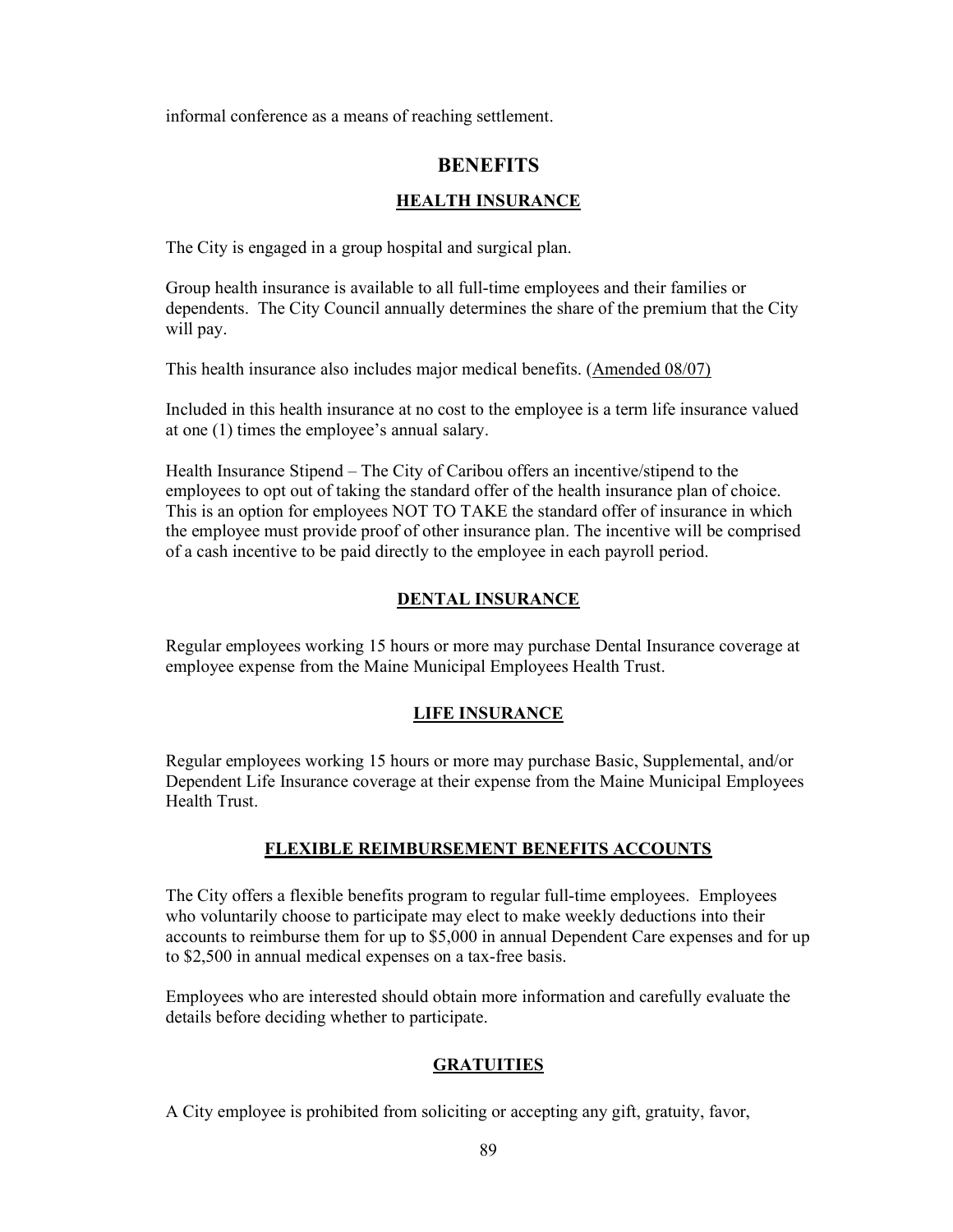informal conference as a means of reaching settlement.

# BENEFITS

## HEALTH INSURANCE

The City is engaged in a group hospital and surgical plan.

Group health insurance is available to all full-time employees and their families or dependents. The City Council annually determines the share of the premium that the City will pay.

This health insurance also includes major medical benefits. (Amended 08/07)

Included in this health insurance at no cost to the employee is a term life insurance valued at one (1) times the employee's annual salary.

Health Insurance Stipend – The City of Caribou offers an incentive/stipend to the employees to opt out of taking the standard offer of the health insurance plan of choice. This is an option for employees NOT TO TAKE the standard offer of insurance in which the employee must provide proof of other insurance plan. The incentive will be comprised of a cash incentive to be paid directly to the employee in each payroll period.

## DENTAL INSURANCE

Regular employees working 15 hours or more may purchase Dental Insurance coverage at employee expense from the Maine Municipal Employees Health Trust.

## LIFE INSURANCE

Regular employees working 15 hours or more may purchase Basic, Supplemental, and/or Dependent Life Insurance coverage at their expense from the Maine Municipal Employees Health Trust.

## FLEXIBLE REIMBURSEMENT BENEFITS ACCOUNTS

The City offers a flexible benefits program to regular full-time employees. Employees who voluntarily choose to participate may elect to make weekly deductions into their accounts to reimburse them for up to $5,000 in annual Dependent Care expenses and for up to $2,500 in annual medical expenses on a tax-free basis.

Employees who are interested should obtain more information and carefully evaluate the details before deciding whether to participate.

## GRATUITIES

A City employee is prohibited from soliciting or accepting any gift, gratuity, favor,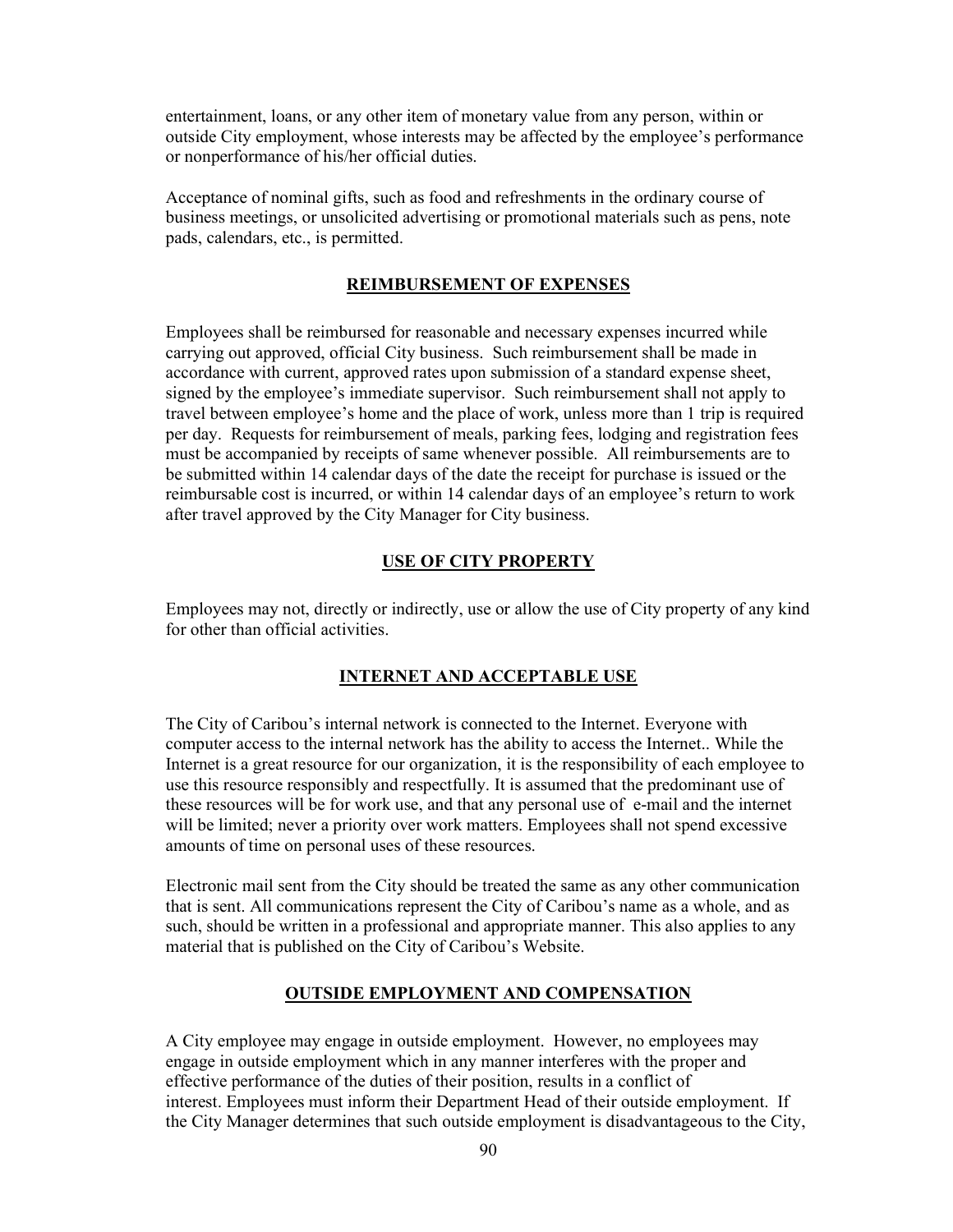entertainment, loans, or any other item of monetary value from any person, within or outside City employment, whose interests may be affected by the employee's performance or nonperformance of his/her official duties.

Acceptance of nominal gifts, such as food and refreshments in the ordinary course of business meetings, or unsolicited advertising or promotional materials such as pens, note pads, calendars, etc., is permitted.

## REIMBURSEMENT OF EXPENSES

Employees shall be reimbursed for reasonable and necessary expenses incurred while carrying out approved, official City business. Such reimbursement shall be made in accordance with current, approved rates upon submission of a standard expense sheet, signed by the employee's immediate supervisor. Such reimbursement shall not apply to travel between employee's home and the place of work, unless more than 1 trip is required per day. Requests for reimbursement of meals, parking fees, lodging and registration fees must be accompanied by receipts of same whenever possible. All reimbursements are to be submitted within 14 calendar days of the date the receipt for purchase is issued or the reimbursable cost is incurred, or within 14 calendar days of an employee's return to work after travel approved by the City Manager for City business.

## USE OF CITY PROPERTY

Employees may not, directly or indirectly, use or allow the use of City property of any kind for other than official activities.

## INTERNET AND ACCEPTABLE USE

The City of Caribou's internal network is connected to the Internet. Everyone with computer access to the internal network has the ability to access the Internet.. While the Internet is a great resource for our organization, it is the responsibility of each employee to use this resource responsibly and respectfully. It is assumed that the predominant use of these resources will be for work use, and that any personal use of e-mail and the internet will be limited; never a priority over work matters. Employees shall not spend excessive amounts of time on personal uses of these resources.

Electronic mail sent from the City should be treated the same as any other communication that is sent. All communications represent the City of Caribou's name as a whole, and as such, should be written in a professional and appropriate manner. This also applies to any material that is published on the City of Caribou's Website.

## OUTSIDE EMPLOYMENT AND COMPENSATION

A City employee may engage in outside employment. However, no employees may engage in outside employment which in any manner interferes with the proper and effective performance of the duties of their position, results in a conflict of interest. Employees must inform their Department Head of their outside employment. If the City Manager determines that such outside employment is disadvantageous to the City,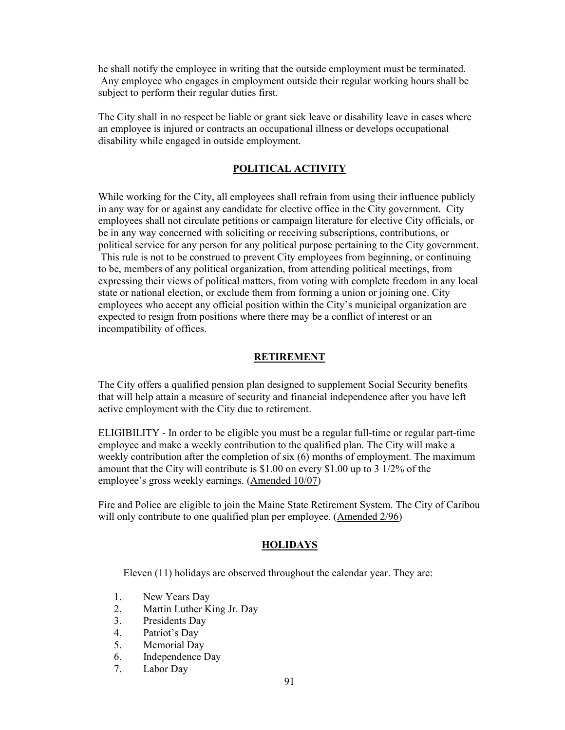he shall notify the employee in writing that the outside employment must be terminated. Any employee who engages in employment outside their regular working hours shall be subject to perform their regular duties first.

The City shall in no respect be liable or grant sick leave or disability leave in cases where an employee is injured or contracts an occupational illness or develops occupational disability while engaged in outside employment.

## POLITICAL ACTIVITY

While working for the City, all employees shall refrain from using their influence publicly in any way for or against any candidate for elective office in the City government. City employees shall not circulate petitions or campaign literature for elective City officials, or be in any way concerned with soliciting or receiving subscriptions, contributions, or political service for any person for any political purpose pertaining to the City government. This rule is not to be construed to prevent City employees from beginning, or continuing to be, members of any political organization, from attending political meetings, from expressing their views of political matters, from voting with complete freedom in any local state or national election, or exclude them from forming a union or joining one. City employees who accept any official position within the City's municipal organization are expected to resign from positions where there may be a conflict of interest or an incompatibility of offices.

## RETIREMENT

The City offers a qualified pension plan designed to supplement Social Security benefits that will help attain a measure of security and financial independence after you have left active employment with the City due to retirement.

ELIGIBILITY - In order to be eligible you must be a regular full-time or regular part-time employee and make a weekly contribution to the qualified plan. The City will make a weekly contribution after the completion of six (6) months of employment. The maximum amount that the City will contribute is $1.00 on every $1.00 up to 3 1/2% of the employee's gross weekly earnings. (Amended 10/07)

Fire and Police are eligible to join the Maine State Retirement System. The City of Caribou will only contribute to one qualified plan per employee. (Amended 2/96)

## HOLIDAYS

Eleven (11) holidays are observed throughout the calendar year. They are:

1. New Years Day
2. Martin Luther King Jr. Day
3. Presidents Day
4. Patriot's Day
5. Memorial Day
6. Independence Day
7. Labor Day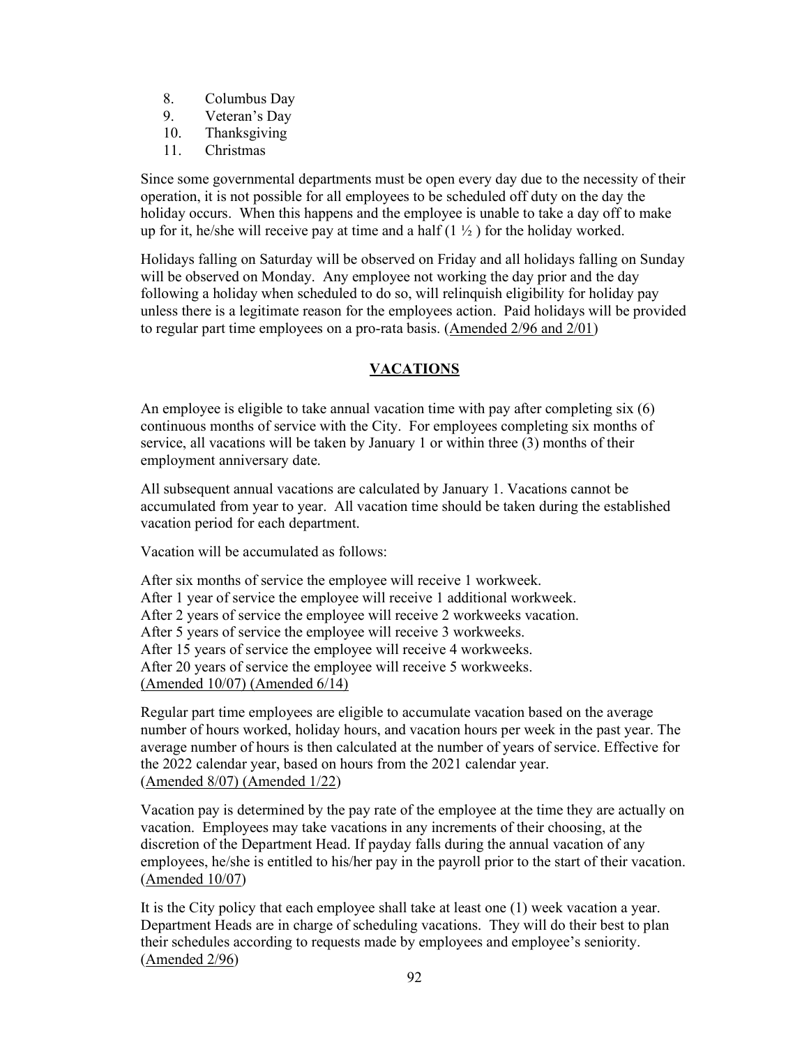8. Columbus Day
9. Veteran's Day
10. Thanksgiving
11. Christmas

Since some governmental departments must be open every day due to the necessity of their operation, it is not possible for all employees to be scheduled off duty on the day the holiday occurs. When this happens and the employee is unable to take a day off to make up for it, he/she will receive pay at time and a half (1 ½ ) for the holiday worked.

Holidays falling on Saturday will be observed on Friday and all holidays falling on Sunday will be observed on Monday. Any employee not working the day prior and the day following a holiday when scheduled to do so, will relinquish eligibility for holiday pay unless there is a legitimate reason for the employees action. Paid holidays will be provided to regular part time employees on a pro-rata basis. (Amended 2/96 and 2/01)

## VACATIONS

An employee is eligible to take annual vacation time with pay after completing six (6) continuous months of service with the City. For employees completing six months of service, all vacations will be taken by January 1 or within three (3) months of their employment anniversary date.

All subsequent annual vacations are calculated by January 1. Vacations cannot be accumulated from year to year. All vacation time should be taken during the established vacation period for each department.

Vacation will be accumulated as follows:

After six months of service the employee will receive 1 workweek.
After 1 year of service the employee will receive 1 additional workweek.
After 2 years of service the employee will receive 2 workweeks vacation.
After 5 years of service the employee will receive 3 workweeks.
After 15 years of service the employee will receive 4 workweeks.
After 20 years of service the employee will receive 5 workweeks.
(Amended 10/07) (Amended 6/14)

Regular part time employees are eligible to accumulate vacation based on the average number of hours worked, holiday hours, and vacation hours per week in the past year. The average number of hours is then calculated at the number of years of service. Effective for the 2022 calendar year, based on hours from the 2021 calendar year.
(Amended 8/07) (Amended 1/22)

Vacation pay is determined by the pay rate of the employee at the time they are actually on vacation. Employees may take vacations in any increments of their choosing, at the discretion of the Department Head. If payday falls during the annual vacation of any employees, he/she is entitled to his/her pay in the payroll prior to the start of their vacation. (Amended 10/07)

It is the City policy that each employee shall take at least one (1) week vacation a year. Department Heads are in charge of scheduling vacations. They will do their best to plan their schedules according to requests made by employees and employee's seniority. (Amended 2/96)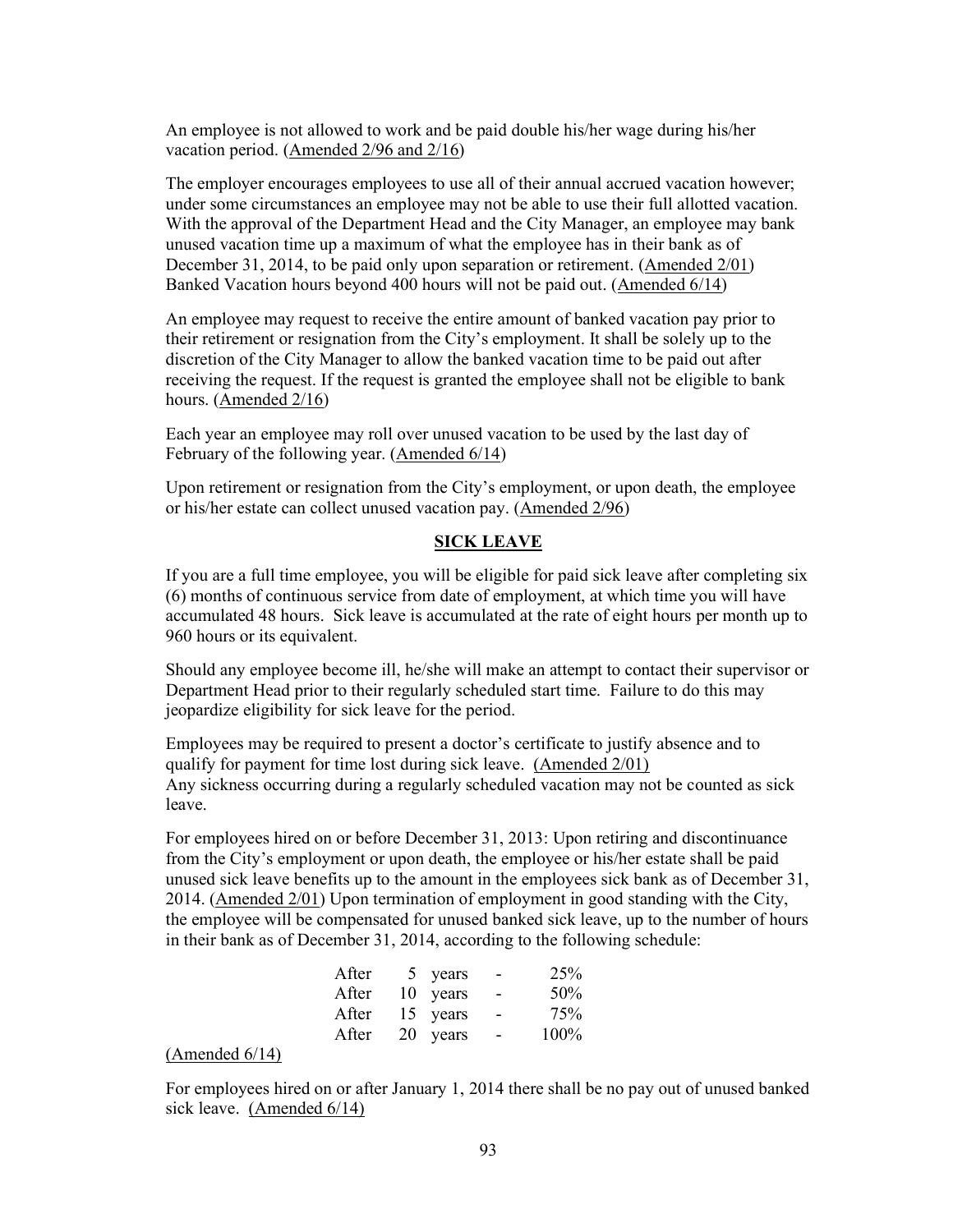An employee is not allowed to work and be paid double his/her wage during his/her vacation period. (Amended 2/96 and 2/16)

The employer encourages employees to use all of their annual accrued vacation however; under some circumstances an employee may not be able to use their full allotted vacation. With the approval of the Department Head and the City Manager, an employee may bank unused vacation time up a maximum of what the employee has in their bank as of December 31, 2014, to be paid only upon separation or retirement. (Amended 2/01) Banked Vacation hours beyond 400 hours will not be paid out. (Amended 6/14)

An employee may request to receive the entire amount of banked vacation pay prior to their retirement or resignation from the City's employment. It shall be solely up to the discretion of the City Manager to allow the banked vacation time to be paid out after receiving the request. If the request is granted the employee shall not be eligible to bank hours. (Amended 2/16)

Each year an employee may roll over unused vacation to be used by the last day of February of the following year. (Amended 6/14)

Upon retirement or resignation from the City's employment, or upon death, the employee or his/her estate can collect unused vacation pay. (Amended 2/96)

## SICK LEAVE

If you are a full time employee, you will be eligible for paid sick leave after completing six (6) months of continuous service from date of employment, at which time you will have accumulated 48 hours. Sick leave is accumulated at the rate of eight hours per month up to 960 hours or its equivalent.

Should any employee become ill, he/she will make an attempt to contact their supervisor or Department Head prior to their regularly scheduled start time. Failure to do this may jeopardize eligibility for sick leave for the period.

Employees may be required to present a doctor's certificate to justify absence and to qualify for payment for time lost during sick leave. (Amended 2/01)
Any sickness occurring during a regularly scheduled vacation may not be counted as sick leave.

For employees hired on or before December 31, 2013: Upon retiring and discontinuance from the City's employment or upon death, the employee or his/her estate shall be paid unused sick leave benefits up to the amount in the employees sick bank as of December 31, 2014. (Amended 2/01) Upon termination of employment in good standing with the City, the employee will be compensated for unused banked sick leave, up to the number of hours in their bank as of December 31, 2014, according to the following schedule:

| | | | |
|---|---|---|---|
| After | 5 years | - | 25% |
| After | 10 years | - | 50% |
| After | 15 years | - | 75% |
| After | 20 years | - | 100% |

(Amended 6/14)

For employees hired on or after January 1, 2014 there shall be no pay out of unused banked sick leave. (Amended 6/14)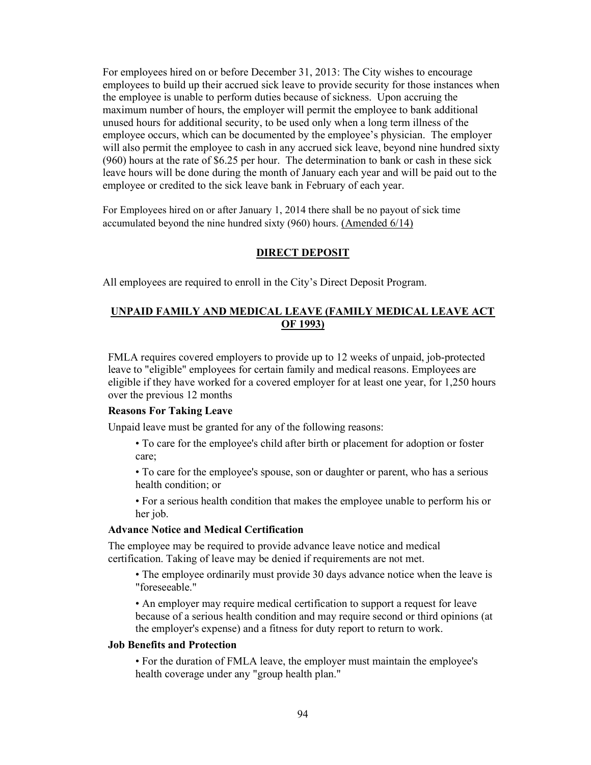For employees hired on or before December 31, 2013: The City wishes to encourage employees to build up their accrued sick leave to provide security for those instances when the employee is unable to perform duties because of sickness. Upon accruing the maximum number of hours, the employer will permit the employee to bank additional unused hours for additional security, to be used only when a long term illness of the employee occurs, which can be documented by the employee's physician. The employer will also permit the employee to cash in any accrued sick leave, beyond nine hundred sixty (960) hours at the rate of $6.25 per hour. The determination to bank or cash in these sick leave hours will be done during the month of January each year and will be paid out to the employee or credited to the sick leave bank in February of each year.

For Employees hired on or after January 1, 2014 there shall be no payout of sick time accumulated beyond the nine hundred sixty (960) hours. <u>(Amended 6/14)</u>

## DIRECT DEPOSIT

All employees are required to enroll in the City's Direct Deposit Program.

## UNPAID FAMILY AND MEDICAL LEAVE (FAMILY MEDICAL LEAVE ACT OF 1993)

FMLA requires covered employers to provide up to 12 weeks of unpaid, job-protected leave to "eligible" employees for certain family and medical reasons. Employees are eligible if they have worked for a covered employer for at least one year, for 1,250 hours over the previous 12 months

### Reasons For Taking Leave

Unpaid leave must be granted for any of the following reasons:

- To care for the employee's child after birth or placement for adoption or foster care;
- To care for the employee's spouse, son or daughter or parent, who has a serious health condition; or
- For a serious health condition that makes the employee unable to perform his or her job.

### Advance Notice and Medical Certification

The employee may be required to provide advance leave notice and medical certification. Taking of leave may be denied if requirements are not met.

- The employee ordinarily must provide 30 days advance notice when the leave is "foreseeable."
- An employer may require medical certification to support a request for leave because of a serious health condition and may require second or third opinions (at the employer's expense) and a fitness for duty report to return to work.

### Job Benefits and Protection

- For the duration of FMLA leave, the employer must maintain the employee's health coverage under any "group health plan."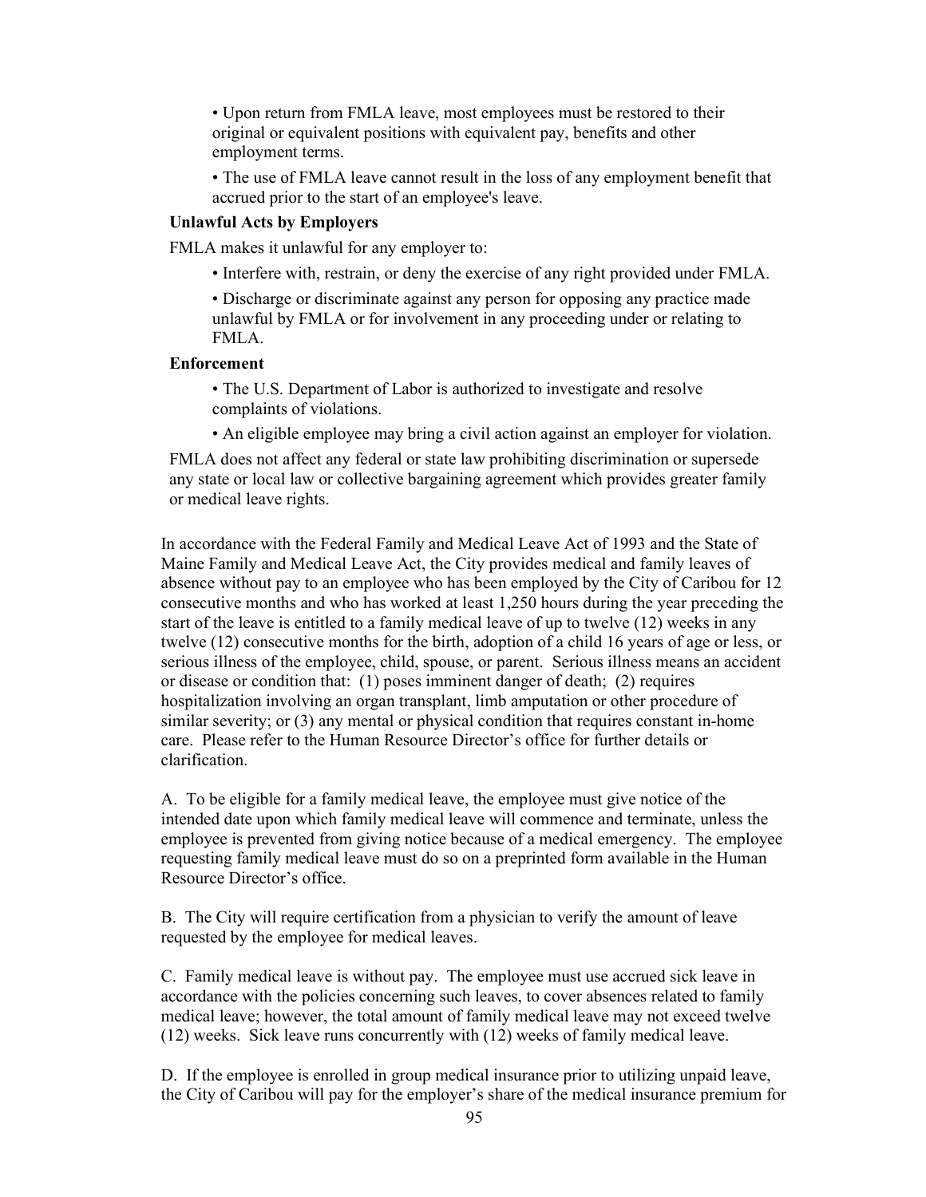- Upon return from FMLA leave, most employees must be restored to their original or equivalent positions with equivalent pay, benefits and other employment terms.
- The use of FMLA leave cannot result in the loss of any employment benefit that accrued prior to the start of an employee's leave.

**Unlawful Acts by Employers**

FMLA makes it unlawful for any employer to:

- Interfere with, restrain, or deny the exercise of any right provided under FMLA.
- Discharge or discriminate against any person for opposing any practice made unlawful by FMLA or for involvement in any proceeding under or relating to FMLA.

**Enforcement**

- The U.S. Department of Labor is authorized to investigate and resolve complaints of violations.
- An eligible employee may bring a civil action against an employer for violation.

FMLA does not affect any federal or state law prohibiting discrimination or supersede any state or local law or collective bargaining agreement which provides greater family or medical leave rights.

In accordance with the Federal Family and Medical Leave Act of 1993 and the State of Maine Family and Medical Leave Act, the City provides medical and family leaves of absence without pay to an employee who has been employed by the City of Caribou for 12 consecutive months and who has worked at least 1,250 hours during the year preceding the start of the leave is entitled to a family medical leave of up to twelve (12) weeks in any twelve (12) consecutive months for the birth, adoption of a child 16 years of age or less, or serious illness of the employee, child, spouse, or parent. Serious illness means an accident or disease or condition that: (1) poses imminent danger of death; (2) requires hospitalization involving an organ transplant, limb amputation or other procedure of similar severity; or (3) any mental or physical condition that requires constant in-home care. Please refer to the Human Resource Director's office for further details or clarification.

A. To be eligible for a family medical leave, the employee must give notice of the intended date upon which family medical leave will commence and terminate, unless the employee is prevented from giving notice because of a medical emergency. The employee requesting family medical leave must do so on a preprinted form available in the Human Resource Director's office.

B. The City will require certification from a physician to verify the amount of leave requested by the employee for medical leaves.

C. Family medical leave is without pay. The employee must use accrued sick leave in accordance with the policies concerning such leaves, to cover absences related to family medical leave; however, the total amount of family medical leave may not exceed twelve (12) weeks. Sick leave runs concurrently with (12) weeks of family medical leave.

D. If the employee is enrolled in group medical insurance prior to utilizing unpaid leave, the City of Caribou will pay for the employer's share of the medical insurance premium for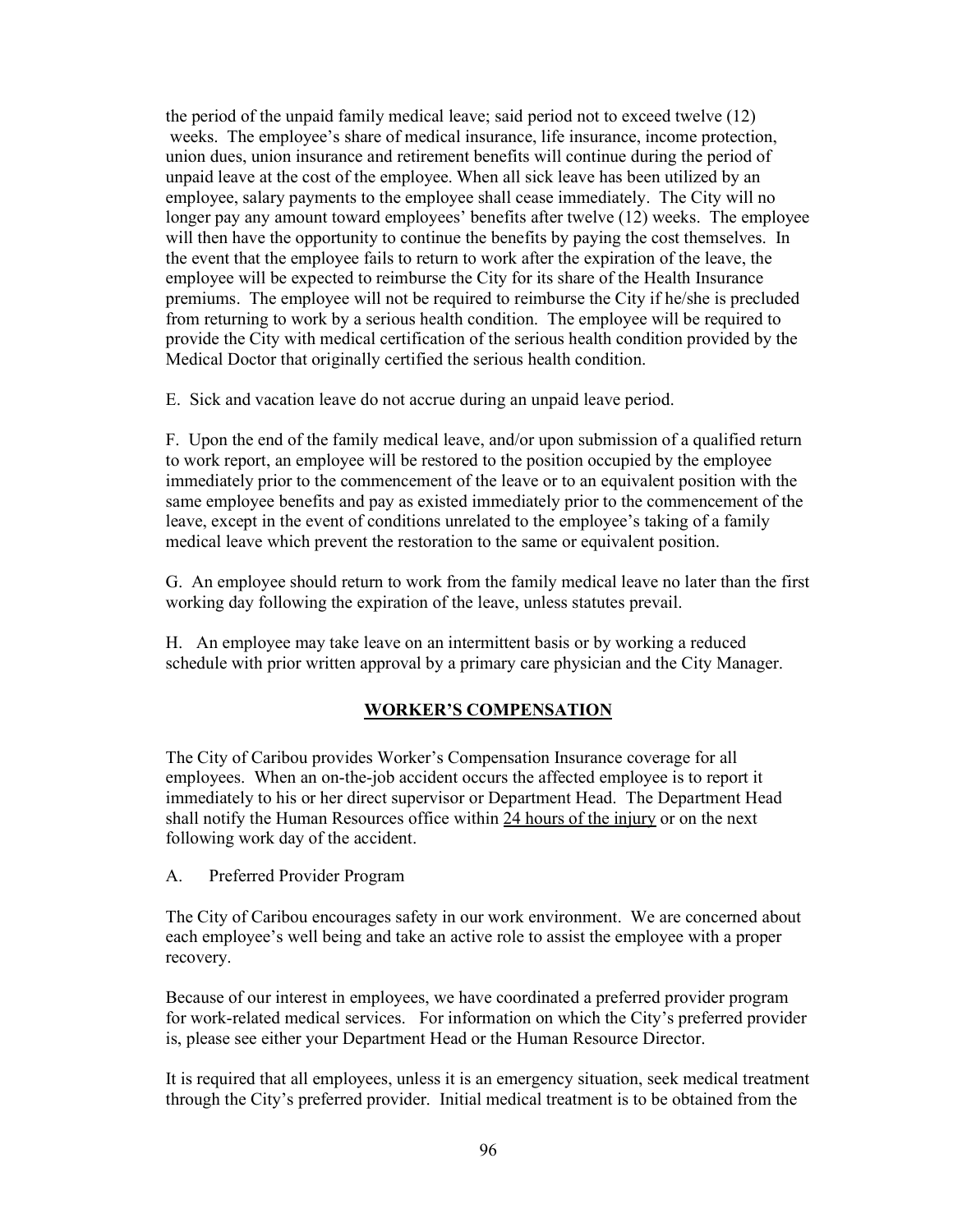the period of the unpaid family medical leave; said period not to exceed twelve (12) weeks. The employee's share of medical insurance, life insurance, income protection, union dues, union insurance and retirement benefits will continue during the period of unpaid leave at the cost of the employee. When all sick leave has been utilized by an employee, salary payments to the employee shall cease immediately. The City will no longer pay any amount toward employees' benefits after twelve (12) weeks. The employee will then have the opportunity to continue the benefits by paying the cost themselves. In the event that the employee fails to return to work after the expiration of the leave, the employee will be expected to reimburse the City for its share of the Health Insurance premiums. The employee will not be required to reimburse the City if he/she is precluded from returning to work by a serious health condition. The employee will be required to provide the City with medical certification of the serious health condition provided by the Medical Doctor that originally certified the serious health condition.

E. Sick and vacation leave do not accrue during an unpaid leave period.

F. Upon the end of the family medical leave, and/or upon submission of a qualified return to work report, an employee will be restored to the position occupied by the employee immediately prior to the commencement of the leave or to an equivalent position with the same employee benefits and pay as existed immediately prior to the commencement of the leave, except in the event of conditions unrelated to the employee's taking of a family medical leave which prevent the restoration to the same or equivalent position.

G. An employee should return to work from the family medical leave no later than the first working day following the expiration of the leave, unless statutes prevail.

H. An employee may take leave on an intermittent basis or by working a reduced schedule with prior written approval by a primary care physician and the City Manager.

## WORKER'S COMPENSATION

The City of Caribou provides Worker's Compensation Insurance coverage for all employees. When an on-the-job accident occurs the affected employee is to report it immediately to his or her direct supervisor or Department Head. The Department Head shall notify the Human Resources office within 24 hours of the injury or on the next following work day of the accident.

A. Preferred Provider Program

The City of Caribou encourages safety in our work environment. We are concerned about each employee's well being and take an active role to assist the employee with a proper recovery.

Because of our interest in employees, we have coordinated a preferred provider program for work-related medical services. For information on which the City's preferred provider is, please see either your Department Head or the Human Resource Director.

It is required that all employees, unless it is an emergency situation, seek medical treatment through the City's preferred provider. Initial medical treatment is to be obtained from the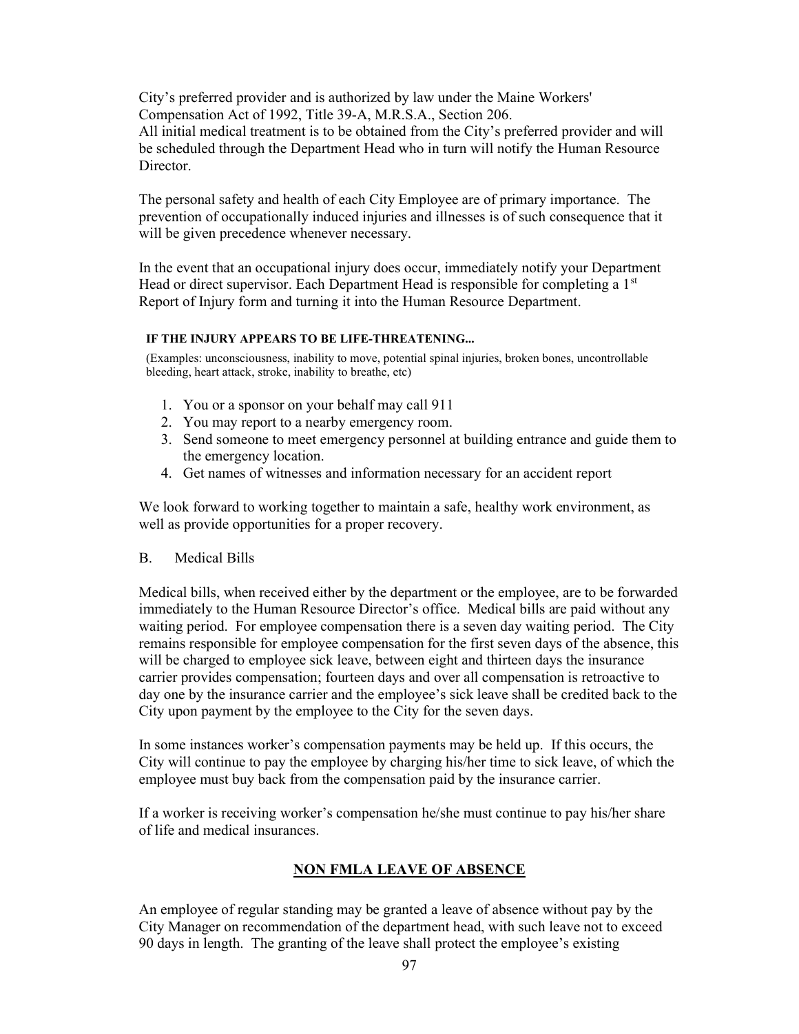City's preferred provider and is authorized by law under the Maine Workers' Compensation Act of 1992, Title 39-A, M.R.S.A., Section 206.
All initial medical treatment is to be obtained from the City's preferred provider and will be scheduled through the Department Head who in turn will notify the Human Resource Director.

The personal safety and health of each City Employee are of primary importance. The prevention of occupationally induced injuries and illnesses is of such consequence that it will be given precedence whenever necessary.

In the event that an occupational injury does occur, immediately notify your Department Head or direct supervisor. Each Department Head is responsible for completing a 1st Report of Injury form and turning it into the Human Resource Department.

**IF THE INJURY APPEARS TO BE LIFE-THREATENING...**

(Examples: unconsciousness, inability to move, potential spinal injuries, broken bones, uncontrollable bleeding, heart attack, stroke, inability to breathe, etc)

1. You or a sponsor on your behalf may call 911
2. You may report to a nearby emergency room.
3. Send someone to meet emergency personnel at building entrance and guide them to the emergency location.
4. Get names of witnesses and information necessary for an accident report

We look forward to working together to maintain a safe, healthy work environment, as well as provide opportunities for a proper recovery.

B. Medical Bills

Medical bills, when received either by the department or the employee, are to be forwarded immediately to the Human Resource Director's office. Medical bills are paid without any waiting period. For employee compensation there is a seven day waiting period. The City remains responsible for employee compensation for the first seven days of the absence, this will be charged to employee sick leave, between eight and thirteen days the insurance carrier provides compensation; fourteen days and over all compensation is retroactive to day one by the insurance carrier and the employee's sick leave shall be credited back to the City upon payment by the employee to the City for the seven days.

In some instances worker's compensation payments may be held up. If this occurs, the City will continue to pay the employee by charging his/her time to sick leave, of which the employee must buy back from the compensation paid by the insurance carrier.

If a worker is receiving worker's compensation he/she must continue to pay his/her share of life and medical insurances.

## NON FMLA LEAVE OF ABSENCE

An employee of regular standing may be granted a leave of absence without pay by the City Manager on recommendation of the department head, with such leave not to exceed 90 days in length. The granting of the leave shall protect the employee's existing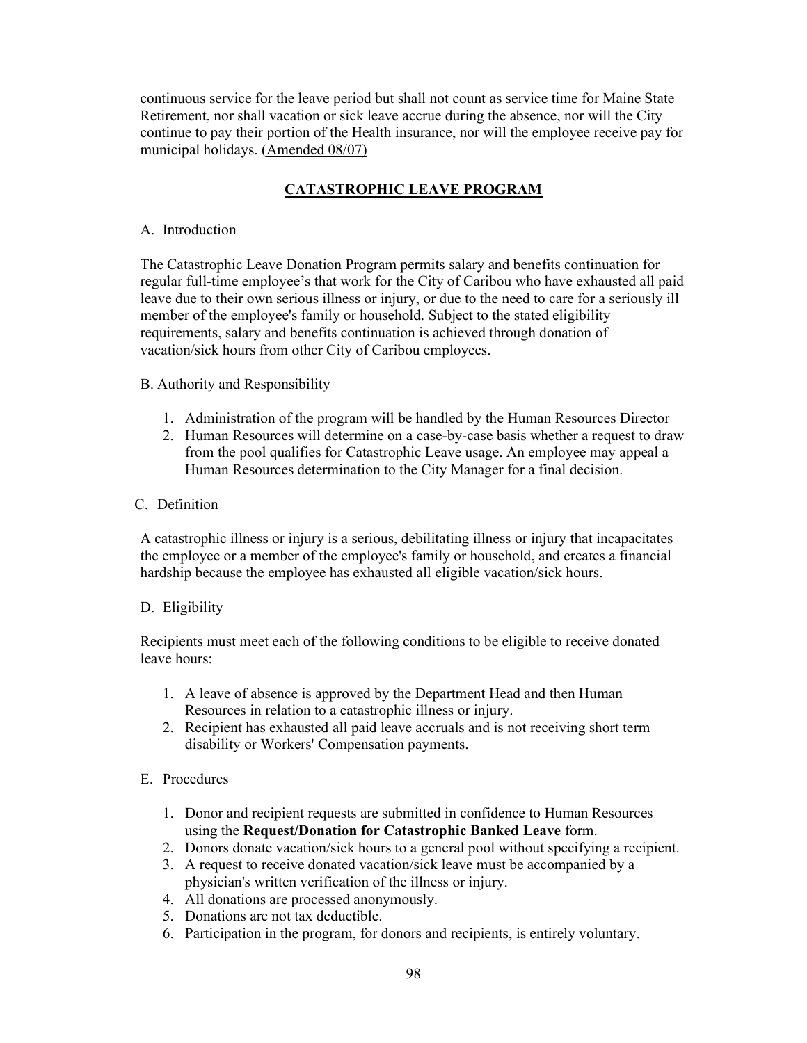continuous service for the leave period but shall not count as service time for Maine State Retirement, nor shall vacation or sick leave accrue during the absence, nor will the City continue to pay their portion of the Health insurance, nor will the employee receive pay for municipal holidays. (Amended 08/07)

## CATASTROPHIC LEAVE PROGRAM

A. Introduction

The Catastrophic Leave Donation Program permits salary and benefits continuation for regular full-time employee's that work for the City of Caribou who have exhausted all paid leave due to their own serious illness or injury, or due to the need to care for a seriously ill member of the employee's family or household. Subject to the stated eligibility requirements, salary and benefits continuation is achieved through donation of vacation/sick hours from other City of Caribou employees.

B. Authority and Responsibility

1. Administration of the program will be handled by the Human Resources Director
2. Human Resources will determine on a case-by-case basis whether a request to draw from the pool qualifies for Catastrophic Leave usage. An employee may appeal a Human Resources determination to the City Manager for a final decision.

C. Definition

A catastrophic illness or injury is a serious, debilitating illness or injury that incapacitates the employee or a member of the employee's family or household, and creates a financial hardship because the employee has exhausted all eligible vacation/sick hours.

D. Eligibility

Recipients must meet each of the following conditions to be eligible to receive donated leave hours:

1. A leave of absence is approved by the Department Head and then Human Resources in relation to a catastrophic illness or injury.
2. Recipient has exhausted all paid leave accruals and is not receiving short term disability or Workers' Compensation payments.

E. Procedures

1. Donor and recipient requests are submitted in confidence to Human Resources using the **Request/Donation for Catastrophic Banked Leave** form.
2. Donors donate vacation/sick hours to a general pool without specifying a recipient.
3. A request to receive donated vacation/sick leave must be accompanied by a physician's written verification of the illness or injury.
4. All donations are processed anonymously.
5. Donations are not tax deductible.
6. Participation in the program, for donors and recipients, is entirely voluntary.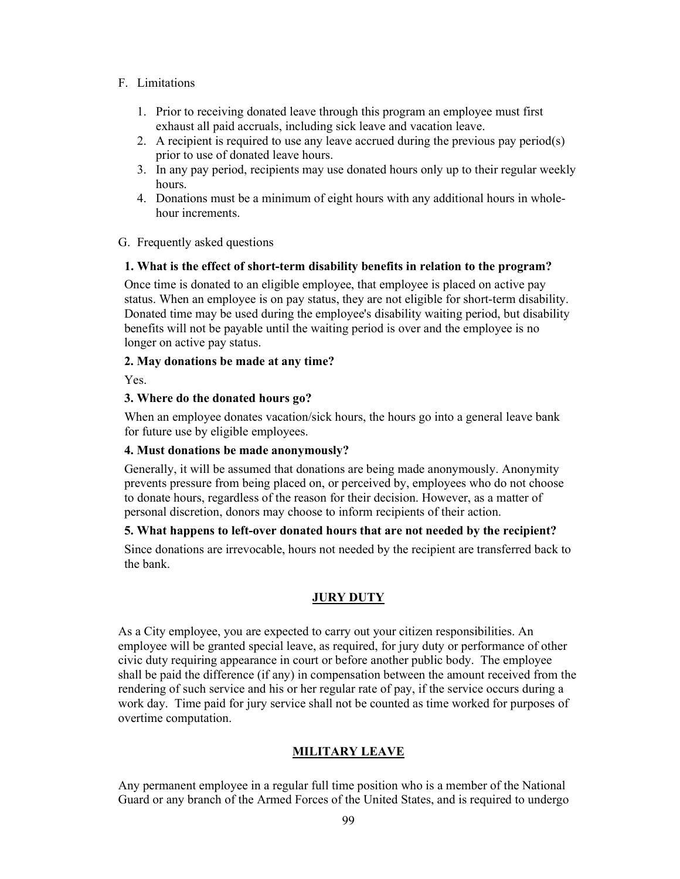F. Limitations

1. Prior to receiving donated leave through this program an employee must first exhaust all paid accruals, including sick leave and vacation leave.
2. A recipient is required to use any leave accrued during the previous pay period(s) prior to use of donated leave hours.
3. In any pay period, recipients may use donated hours only up to their regular weekly hours.
4. Donations must be a minimum of eight hours with any additional hours in whole-hour increments.

G. Frequently asked questions

**1. What is the effect of short-term disability benefits in relation to the program?**

Once time is donated to an eligible employee, that employee is placed on active pay status. When an employee is on pay status, they are not eligible for short-term disability. Donated time may be used during the employee's disability waiting period, but disability benefits will not be payable until the waiting period is over and the employee is no longer on active pay status.

**2. May donations be made at any time?**

Yes.

**3. Where do the donated hours go?**

When an employee donates vacation/sick hours, the hours go into a general leave bank for future use by eligible employees.

**4. Must donations be made anonymously?**

Generally, it will be assumed that donations are being made anonymously. Anonymity prevents pressure from being placed on, or perceived by, employees who do not choose to donate hours, regardless of the reason for their decision. However, as a matter of personal discretion, donors may choose to inform recipients of their action.

**5. What happens to left-over donated hours that are not needed by the recipient?**

Since donations are irrevocable, hours not needed by the recipient are transferred back to the bank.

## JURY DUTY

As a City employee, you are expected to carry out your citizen responsibilities. An employee will be granted special leave, as required, for jury duty or performance of other civic duty requiring appearance in court or before another public body. The employee shall be paid the difference (if any) in compensation between the amount received from the rendering of such service and his or her regular rate of pay, if the service occurs during a work day. Time paid for jury service shall not be counted as time worked for purposes of overtime computation.

## MILITARY LEAVE

Any permanent employee in a regular full time position who is a member of the National Guard or any branch of the Armed Forces of the United States, and is required to undergo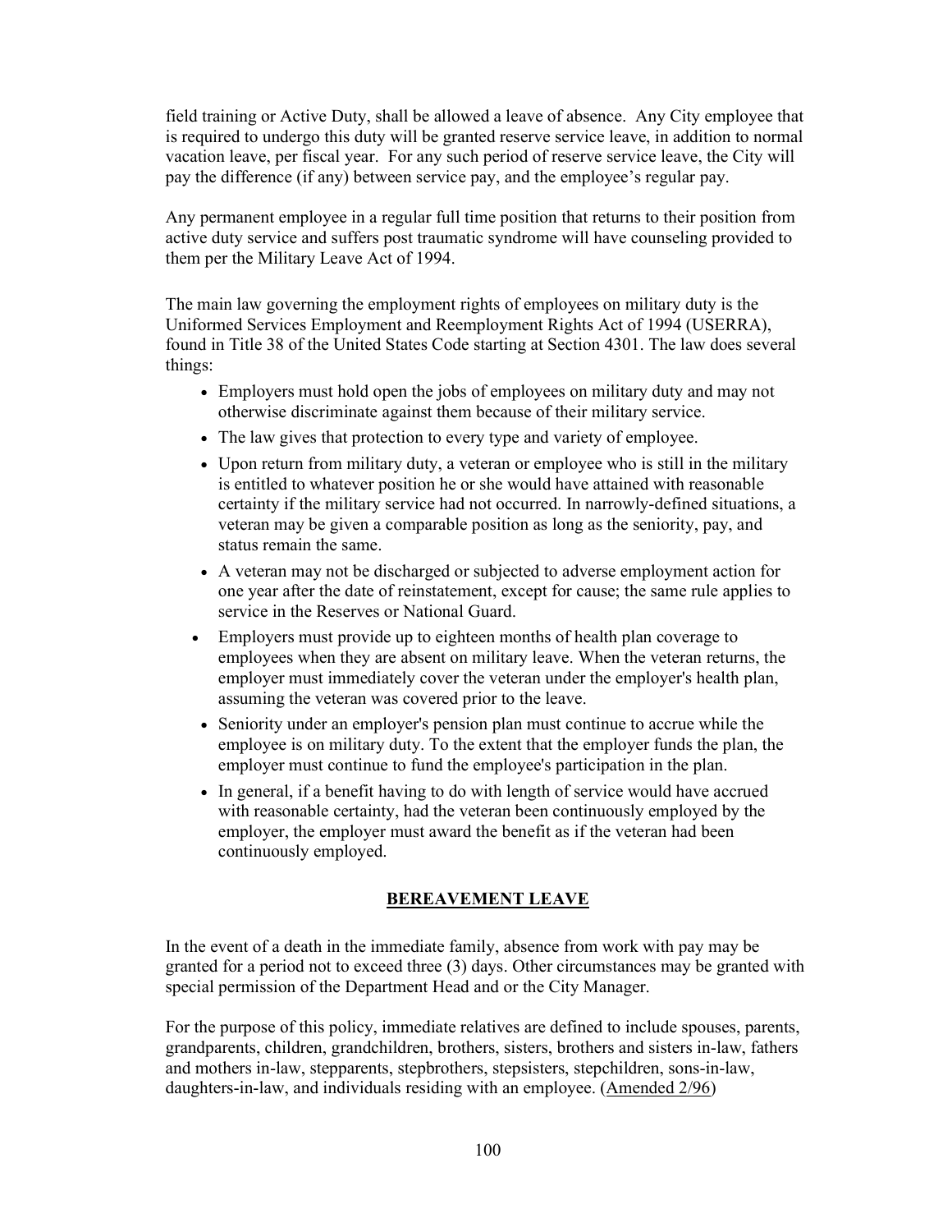field training or Active Duty, shall be allowed a leave of absence. Any City employee that is required to undergo this duty will be granted reserve service leave, in addition to normal vacation leave, per fiscal year. For any such period of reserve service leave, the City will pay the difference (if any) between service pay, and the employee's regular pay.

Any permanent employee in a regular full time position that returns to their position from active duty service and suffers post traumatic syndrome will have counseling provided to them per the Military Leave Act of 1994.

The main law governing the employment rights of employees on military duty is the Uniformed Services Employment and Reemployment Rights Act of 1994 (USERRA), found in Title 38 of the United States Code starting at Section 4301. The law does several things:

- Employers must hold open the jobs of employees on military duty and may not otherwise discriminate against them because of their military service.
- The law gives that protection to every type and variety of employee.
- Upon return from military duty, a veteran or employee who is still in the military is entitled to whatever position he or she would have attained with reasonable certainty if the military service had not occurred. In narrowly-defined situations, a veteran may be given a comparable position as long as the seniority, pay, and status remain the same.
- A veteran may not be discharged or subjected to adverse employment action for one year after the date of reinstatement, except for cause; the same rule applies to service in the Reserves or National Guard.
- Employers must provide up to eighteen months of health plan coverage to employees when they are absent on military leave. When the veteran returns, the employer must immediately cover the veteran under the employer's health plan, assuming the veteran was covered prior to the leave.
- Seniority under an employer's pension plan must continue to accrue while the employee is on military duty. To the extent that the employer funds the plan, the employer must continue to fund the employee's participation in the plan.
- In general, if a benefit having to do with length of service would have accrued with reasonable certainty, had the veteran been continuously employed by the employer, the employer must award the benefit as if the veteran had been continuously employed.

## BEREAVEMENT LEAVE

In the event of a death in the immediate family, absence from work with pay may be granted for a period not to exceed three (3) days. Other circumstances may be granted with special permission of the Department Head and or the City Manager.

For the purpose of this policy, immediate relatives are defined to include spouses, parents, grandparents, children, grandchildren, brothers, sisters, brothers and sisters in-law, fathers and mothers in-law, stepparents, stepbrothers, stepsisters, stepchildren, sons-in-law, daughters-in-law, and individuals residing with an employee. (Amended 2/96)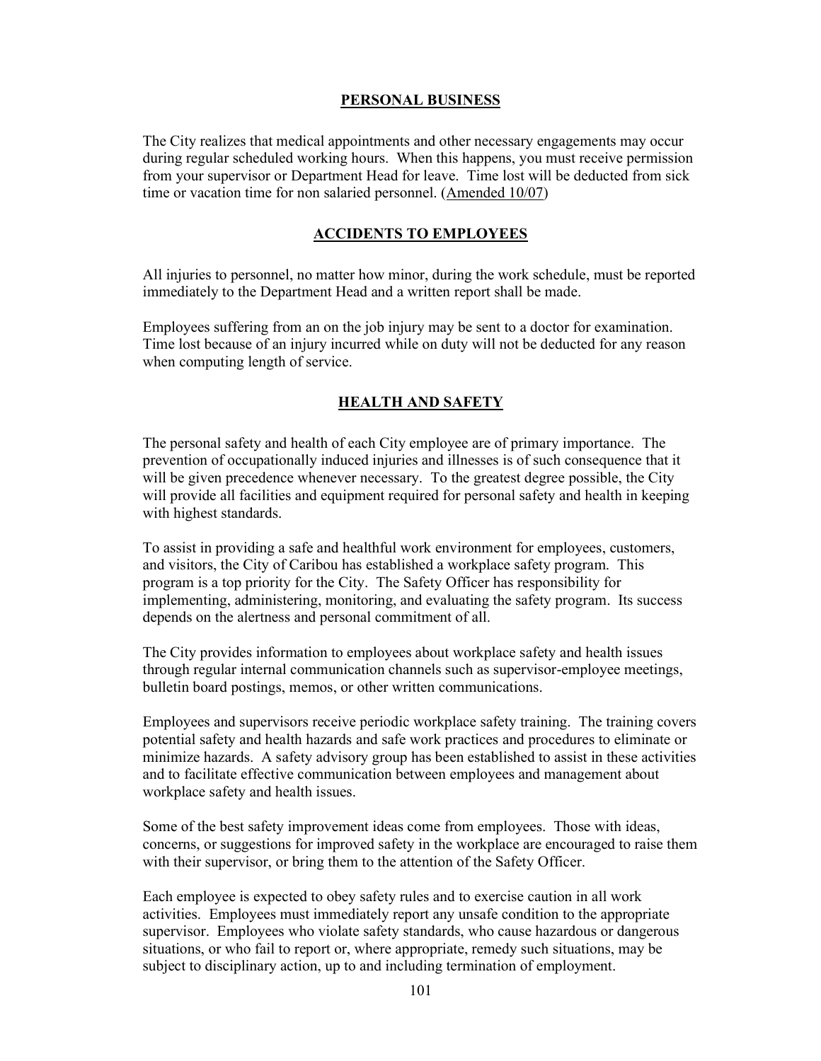## PERSONAL BUSINESS

The City realizes that medical appointments and other necessary engagements may occur during regular scheduled working hours. When this happens, you must receive permission from your supervisor or Department Head for leave. Time lost will be deducted from sick time or vacation time for non salaried personnel. (Amended 10/07)

## ACCIDENTS TO EMPLOYEES

All injuries to personnel, no matter how minor, during the work schedule, must be reported immediately to the Department Head and a written report shall be made.

Employees suffering from an on the job injury may be sent to a doctor for examination. Time lost because of an injury incurred while on duty will not be deducted for any reason when computing length of service.

## HEALTH AND SAFETY

The personal safety and health of each City employee are of primary importance. The prevention of occupationally induced injuries and illnesses is of such consequence that it will be given precedence whenever necessary. To the greatest degree possible, the City will provide all facilities and equipment required for personal safety and health in keeping with highest standards.

To assist in providing a safe and healthful work environment for employees, customers, and visitors, the City of Caribou has established a workplace safety program. This program is a top priority for the City. The Safety Officer has responsibility for implementing, administering, monitoring, and evaluating the safety program. Its success depends on the alertness and personal commitment of all.

The City provides information to employees about workplace safety and health issues through regular internal communication channels such as supervisor-employee meetings, bulletin board postings, memos, or other written communications.

Employees and supervisors receive periodic workplace safety training. The training covers potential safety and health hazards and safe work practices and procedures to eliminate or minimize hazards. A safety advisory group has been established to assist in these activities and to facilitate effective communication between employees and management about workplace safety and health issues.

Some of the best safety improvement ideas come from employees. Those with ideas, concerns, or suggestions for improved safety in the workplace are encouraged to raise them with their supervisor, or bring them to the attention of the Safety Officer.

Each employee is expected to obey safety rules and to exercise caution in all work activities. Employees must immediately report any unsafe condition to the appropriate supervisor. Employees who violate safety standards, who cause hazardous or dangerous situations, or who fail to report or, where appropriate, remedy such situations, may be subject to disciplinary action, up to and including termination of employment.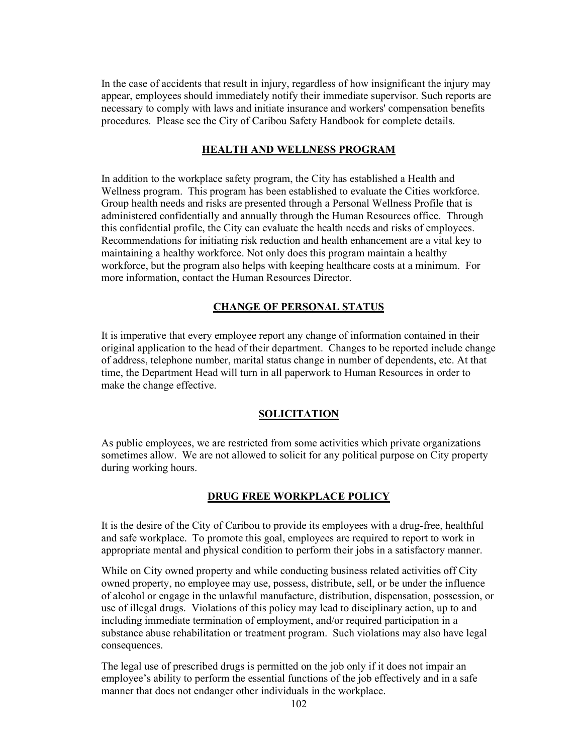In the case of accidents that result in injury, regardless of how insignificant the injury may appear, employees should immediately notify their immediate supervisor. Such reports are necessary to comply with laws and initiate insurance and workers' compensation benefits procedures. Please see the City of Caribou Safety Handbook for complete details.

## HEALTH AND WELLNESS PROGRAM

In addition to the workplace safety program, the City has established a Health and Wellness program. This program has been established to evaluate the Cities workforce. Group health needs and risks are presented through a Personal Wellness Profile that is administered confidentially and annually through the Human Resources office. Through this confidential profile, the City can evaluate the health needs and risks of employees. Recommendations for initiating risk reduction and health enhancement are a vital key to maintaining a healthy workforce. Not only does this program maintain a healthy workforce, but the program also helps with keeping healthcare costs at a minimum. For more information, contact the Human Resources Director.

## CHANGE OF PERSONAL STATUS

It is imperative that every employee report any change of information contained in their original application to the head of their department. Changes to be reported include change of address, telephone number, marital status change in number of dependents, etc. At that time, the Department Head will turn in all paperwork to Human Resources in order to make the change effective.

## SOLICITATION

As public employees, we are restricted from some activities which private organizations sometimes allow. We are not allowed to solicit for any political purpose on City property during working hours.

## DRUG FREE WORKPLACE POLICY

It is the desire of the City of Caribou to provide its employees with a drug-free, healthful and safe workplace. To promote this goal, employees are required to report to work in appropriate mental and physical condition to perform their jobs in a satisfactory manner.

While on City owned property and while conducting business related activities off City owned property, no employee may use, possess, distribute, sell, or be under the influence of alcohol or engage in the unlawful manufacture, distribution, dispensation, possession, or use of illegal drugs. Violations of this policy may lead to disciplinary action, up to and including immediate termination of employment, and/or required participation in a substance abuse rehabilitation or treatment program. Such violations may also have legal consequences.

The legal use of prescribed drugs is permitted on the job only if it does not impair an employee's ability to perform the essential functions of the job effectively and in a safe manner that does not endanger other individuals in the workplace.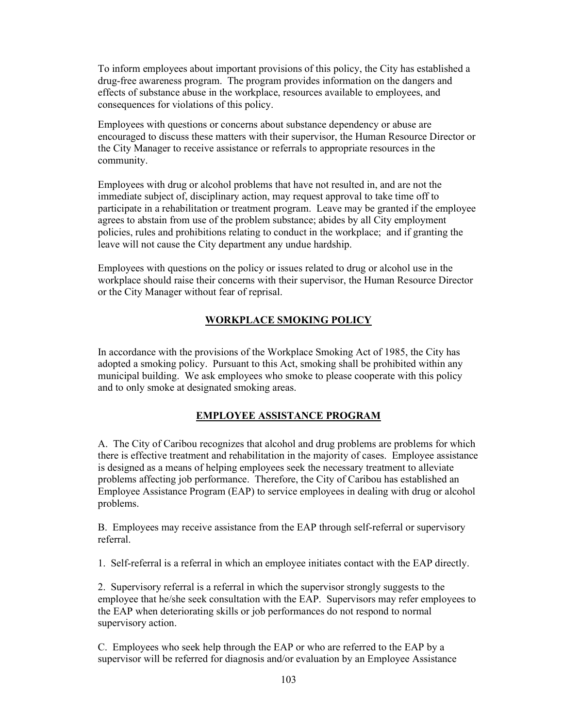To inform employees about important provisions of this policy, the City has established a drug-free awareness program. The program provides information on the dangers and effects of substance abuse in the workplace, resources available to employees, and consequences for violations of this policy.

Employees with questions or concerns about substance dependency or abuse are encouraged to discuss these matters with their supervisor, the Human Resource Director or the City Manager to receive assistance or referrals to appropriate resources in the community.

Employees with drug or alcohol problems that have not resulted in, and are not the immediate subject of, disciplinary action, may request approval to take time off to participate in a rehabilitation or treatment program. Leave may be granted if the employee agrees to abstain from use of the problem substance; abides by all City employment policies, rules and prohibitions relating to conduct in the workplace; and if granting the leave will not cause the City department any undue hardship.

Employees with questions on the policy or issues related to drug or alcohol use in the workplace should raise their concerns with their supervisor, the Human Resource Director or the City Manager without fear of reprisal.

## WORKPLACE SMOKING POLICY

In accordance with the provisions of the Workplace Smoking Act of 1985, the City has adopted a smoking policy. Pursuant to this Act, smoking shall be prohibited within any municipal building. We ask employees who smoke to please cooperate with this policy and to only smoke at designated smoking areas.

## EMPLOYEE ASSISTANCE PROGRAM

A. The City of Caribou recognizes that alcohol and drug problems are problems for which there is effective treatment and rehabilitation in the majority of cases. Employee assistance is designed as a means of helping employees seek the necessary treatment to alleviate problems affecting job performance. Therefore, the City of Caribou has established an Employee Assistance Program (EAP) to service employees in dealing with drug or alcohol problems.

B. Employees may receive assistance from the EAP through self-referral or supervisory referral.

1. Self-referral is a referral in which an employee initiates contact with the EAP directly.

2. Supervisory referral is a referral in which the supervisor strongly suggests to the employee that he/she seek consultation with the EAP. Supervisors may refer employees to the EAP when deteriorating skills or job performances do not respond to normal supervisory action.

C. Employees who seek help through the EAP or who are referred to the EAP by a supervisor will be referred for diagnosis and/or evaluation by an Employee Assistance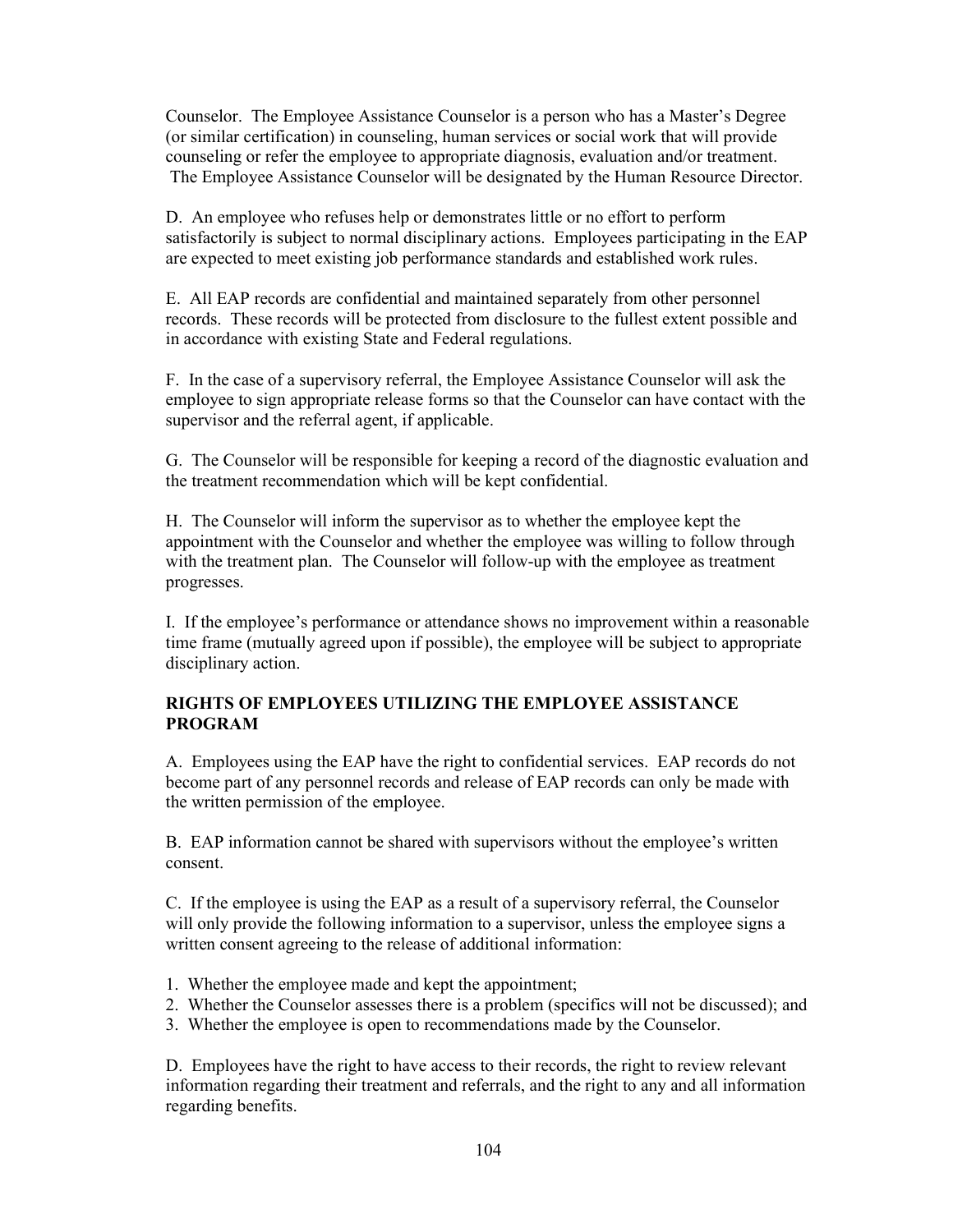Counselor. The Employee Assistance Counselor is a person who has a Master's Degree (or similar certification) in counseling, human services or social work that will provide counseling or refer the employee to appropriate diagnosis, evaluation and/or treatment. The Employee Assistance Counselor will be designated by the Human Resource Director.

D. An employee who refuses help or demonstrates little or no effort to perform satisfactorily is subject to normal disciplinary actions. Employees participating in the EAP are expected to meet existing job performance standards and established work rules.

E. All EAP records are confidential and maintained separately from other personnel records. These records will be protected from disclosure to the fullest extent possible and in accordance with existing State and Federal regulations.

F. In the case of a supervisory referral, the Employee Assistance Counselor will ask the employee to sign appropriate release forms so that the Counselor can have contact with the supervisor and the referral agent, if applicable.

G. The Counselor will be responsible for keeping a record of the diagnostic evaluation and the treatment recommendation which will be kept confidential.

H. The Counselor will inform the supervisor as to whether the employee kept the appointment with the Counselor and whether the employee was willing to follow through with the treatment plan. The Counselor will follow-up with the employee as treatment progresses.

I. If the employee's performance or attendance shows no improvement within a reasonable time frame (mutually agreed upon if possible), the employee will be subject to appropriate disciplinary action.

**RIGHTS OF EMPLOYEES UTILIZING THE EMPLOYEE ASSISTANCE PROGRAM**

A. Employees using the EAP have the right to confidential services. EAP records do not become part of any personnel records and release of EAP records can only be made with the written permission of the employee.

B. EAP information cannot be shared with supervisors without the employee's written consent.

C. If the employee is using the EAP as a result of a supervisory referral, the Counselor will only provide the following information to a supervisor, unless the employee signs a written consent agreeing to the release of additional information:

1. Whether the employee made and kept the appointment;
2. Whether the Counselor assesses there is a problem (specifics will not be discussed); and
3. Whether the employee is open to recommendations made by the Counselor.

D. Employees have the right to have access to their records, the right to review relevant information regarding their treatment and referrals, and the right to any and all information regarding benefits.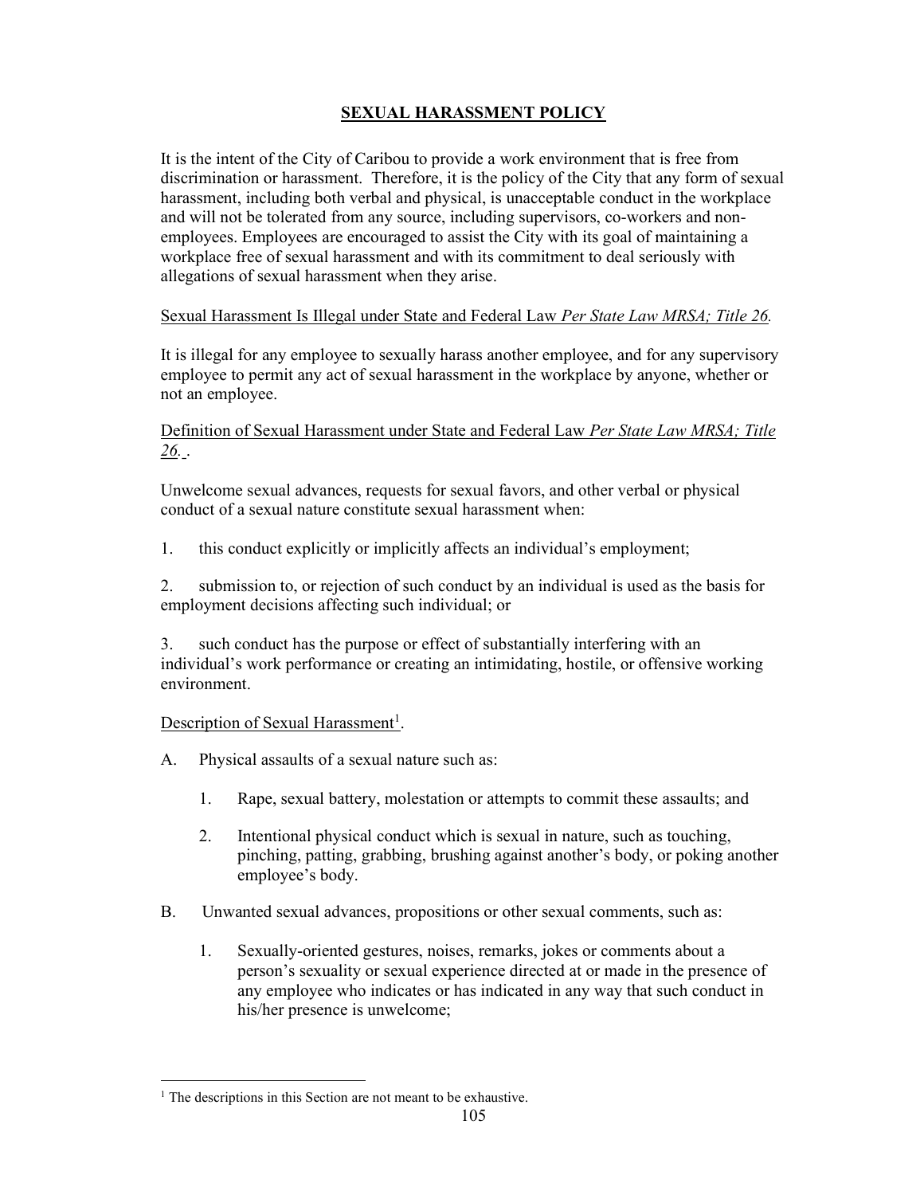# SEXUAL HARASSMENT POLICY

It is the intent of the City of Caribou to provide a work environment that is free from discrimination or harassment. Therefore, it is the policy of the City that any form of sexual harassment, including both verbal and physical, is unacceptable conduct in the workplace and will not be tolerated from any source, including supervisors, co-workers and non-employees. Employees are encouraged to assist the City with its goal of maintaining a workplace free of sexual harassment and with its commitment to deal seriously with allegations of sexual harassment when they arise.

Sexual Harassment Is Illegal under State and Federal Law *Per State Law MRSA; Title 26.*

It is illegal for any employee to sexually harass another employee, and for any supervisory employee to permit any act of sexual harassment in the workplace by anyone, whether or not an employee.

Definition of Sexual Harassment under State and Federal Law *Per State Law MRSA; Title 26.* .

Unwelcome sexual advances, requests for sexual favors, and other verbal or physical conduct of a sexual nature constitute sexual harassment when:

1. this conduct explicitly or implicitly affects an individual's employment;

2. submission to, or rejection of such conduct by an individual is used as the basis for employment decisions affecting such individual; or

3. such conduct has the purpose or effect of substantially interfering with an individual's work performance or creating an intimidating, hostile, or offensive working environment.

Description of Sexual Harassment[1].

A. Physical assaults of a sexual nature such as:

   1. Rape, sexual battery, molestation or attempts to commit these assaults; and

   2. Intentional physical conduct which is sexual in nature, such as touching, pinching, patting, grabbing, brushing against another's body, or poking another employee's body.

B. Unwanted sexual advances, propositions or other sexual comments, such as:

   1. Sexually-oriented gestures, noises, remarks, jokes or comments about a person's sexuality or sexual experience directed at or made in the presence of any employee who indicates or has indicated in any way that such conduct in his/her presence is unwelcome;

[1] The descriptions in this Section are not meant to be exhaustive.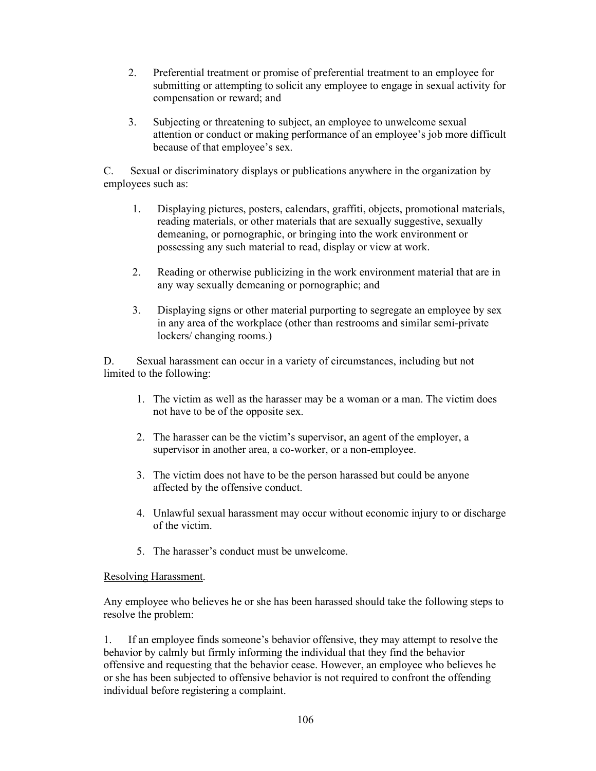2. Preferential treatment or promise of preferential treatment to an employee for submitting or attempting to solicit any employee to engage in sexual activity for compensation or reward; and

3. Subjecting or threatening to subject, an employee to unwelcome sexual attention or conduct or making performance of an employee's job more difficult because of that employee's sex.

C. Sexual or discriminatory displays or publications anywhere in the organization by employees such as:

1. Displaying pictures, posters, calendars, graffiti, objects, promotional materials, reading materials, or other materials that are sexually suggestive, sexually demeaning, or pornographic, or bringing into the work environment or possessing any such material to read, display or view at work.

2. Reading or otherwise publicizing in the work environment material that are in any way sexually demeaning or pornographic; and

3. Displaying signs or other material purporting to segregate an employee by sex in any area of the workplace (other than restrooms and similar semi-private lockers/ changing rooms.)

D. Sexual harassment can occur in a variety of circumstances, including but not limited to the following:

1. The victim as well as the harasser may be a woman or a man. The victim does not have to be of the opposite sex.
2. The harasser can be the victim's supervisor, an agent of the employer, a supervisor in another area, a co-worker, or a non-employee.
3. The victim does not have to be the person harassed but could be anyone affected by the offensive conduct.
4. Unlawful sexual harassment may occur without economic injury to or discharge of the victim.
5. The harasser's conduct must be unwelcome.

<u>Resolving Harassment</u>.

Any employee who believes he or she has been harassed should take the following steps to resolve the problem:

1. If an employee finds someone's behavior offensive, they may attempt to resolve the behavior by calmly but firmly informing the individual that they find the behavior offensive and requesting that the behavior cease. However, an employee who believes he or she has been subjected to offensive behavior is not required to confront the offending individual before registering a complaint.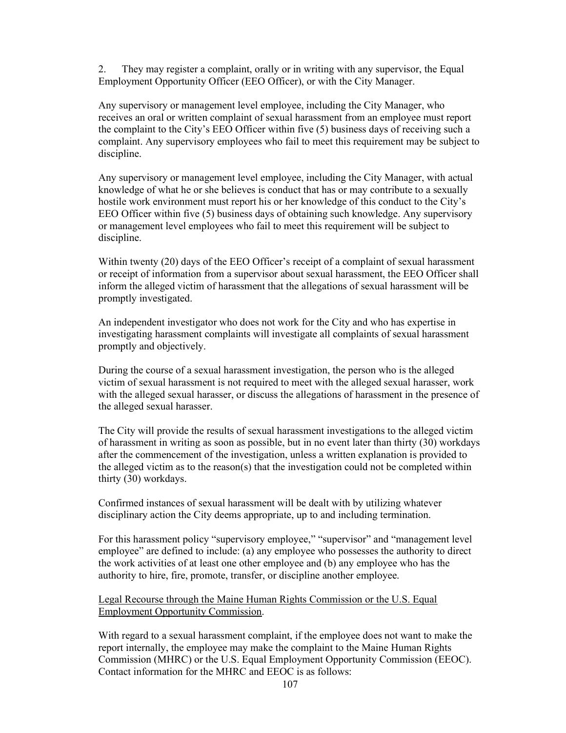2. They may register a complaint, orally or in writing with any supervisor, the Equal Employment Opportunity Officer (EEO Officer), or with the City Manager.

Any supervisory or management level employee, including the City Manager, who receives an oral or written complaint of sexual harassment from an employee must report the complaint to the City's EEO Officer within five (5) business days of receiving such a complaint. Any supervisory employees who fail to meet this requirement may be subject to discipline.

Any supervisory or management level employee, including the City Manager, with actual knowledge of what he or she believes is conduct that has or may contribute to a sexually hostile work environment must report his or her knowledge of this conduct to the City's EEO Officer within five (5) business days of obtaining such knowledge. Any supervisory or management level employees who fail to meet this requirement will be subject to discipline.

Within twenty (20) days of the EEO Officer's receipt of a complaint of sexual harassment or receipt of information from a supervisor about sexual harassment, the EEO Officer shall inform the alleged victim of harassment that the allegations of sexual harassment will be promptly investigated.

An independent investigator who does not work for the City and who has expertise in investigating harassment complaints will investigate all complaints of sexual harassment promptly and objectively.

During the course of a sexual harassment investigation, the person who is the alleged victim of sexual harassment is not required to meet with the alleged sexual harasser, work with the alleged sexual harasser, or discuss the allegations of harassment in the presence of the alleged sexual harasser.

The City will provide the results of sexual harassment investigations to the alleged victim of harassment in writing as soon as possible, but in no event later than thirty (30) workdays after the commencement of the investigation, unless a written explanation is provided to the alleged victim as to the reason(s) that the investigation could not be completed within thirty (30) workdays.

Confirmed instances of sexual harassment will be dealt with by utilizing whatever disciplinary action the City deems appropriate, up to and including termination.

For this harassment policy "supervisory employee," "supervisor" and "management level employee" are defined to include: (a) any employee who possesses the authority to direct the work activities of at least one other employee and (b) any employee who has the authority to hire, fire, promote, transfer, or discipline another employee.

<u>Legal Recourse through the Maine Human Rights Commission or the U.S. Equal Employment Opportunity Commission</u>.

With regard to a sexual harassment complaint, if the employee does not want to make the report internally, the employee may make the complaint to the Maine Human Rights Commission (MHRC) or the U.S. Equal Employment Opportunity Commission (EEOC). Contact information for the MHRC and EEOC is as follows: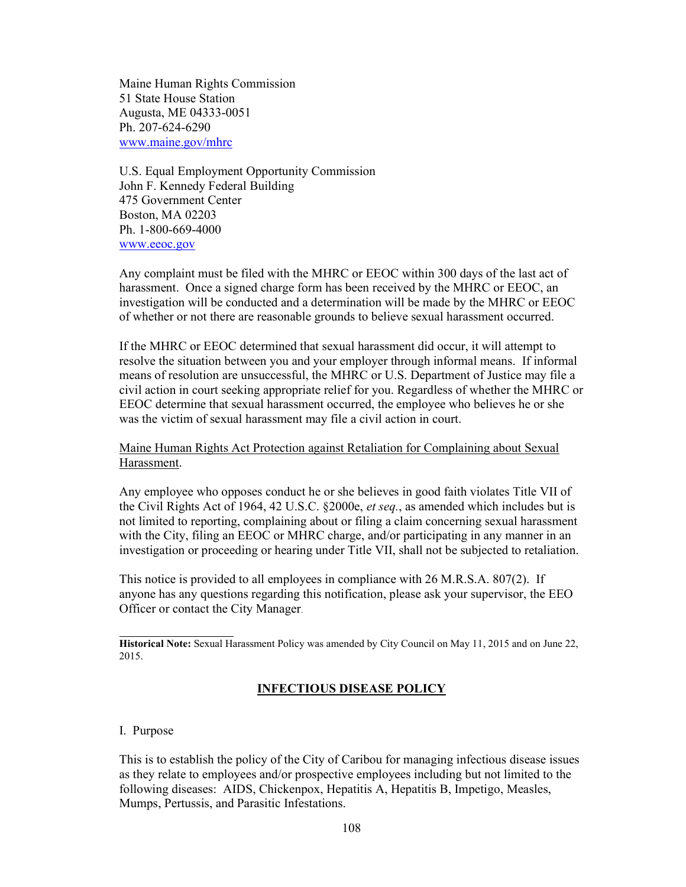Maine Human Rights Commission
51 State House Station
Augusta, ME 04333-0051
Ph. 207-624-6290
[www.maine.gov/mhrc](http://www.maine.gov/mhrc)

U.S. Equal Employment Opportunity Commission
John F. Kennedy Federal Building
475 Government Center
Boston, MA 02203
Ph. 1-800-669-4000
[www.eeoc.gov](http://www.eeoc.gov)

Any complaint must be filed with the MHRC or EEOC within 300 days of the last act of harassment. Once a signed charge form has been received by the MHRC or EEOC, an investigation will be conducted and a determination will be made by the MHRC or EEOC of whether or not there are reasonable grounds to believe sexual harassment occurred.

If the MHRC or EEOC determined that sexual harassment did occur, it will attempt to resolve the situation between you and your employer through informal means. If informal means of resolution are unsuccessful, the MHRC or U.S. Department of Justice may file a civil action in court seeking appropriate relief for you. Regardless of whether the MHRC or EEOC determine that sexual harassment occurred, the employee who believes he or she was the victim of sexual harassment may file a civil action in court.

<u>Maine Human Rights Act Protection against Retaliation for Complaining about Sexual Harassment</u>.

Any employee who opposes conduct he or she believes in good faith violates Title VII of the Civil Rights Act of 1964, 42 U.S.C. §2000e, *et seq.*, as amended which includes but is not limited to reporting, complaining about or filing a claim concerning sexual harassment with the City, filing an EEOC or MHRC charge, and/or participating in any manner in an investigation or proceeding or hearing under Title VII, shall not be subjected to retaliation.

This notice is provided to all employees in compliance with 26 M.R.S.A. 807(2). If anyone has any questions regarding this notification, please ask your supervisor, the EEO Officer or contact the City Manager.

---

**Historical Note:** Sexual Harassment Policy was amended by City Council on May 11, 2015 and on June 22, 2015.

## INFECTIOUS DISEASE POLICY

I. Purpose

This is to establish the policy of the City of Caribou for managing infectious disease issues as they relate to employees and/or prospective employees including but not limited to the following diseases: AIDS, Chickenpox, Hepatitis A, Hepatitis B, Impetigo, Measles, Mumps, Pertussis, and Parasitic Infestations.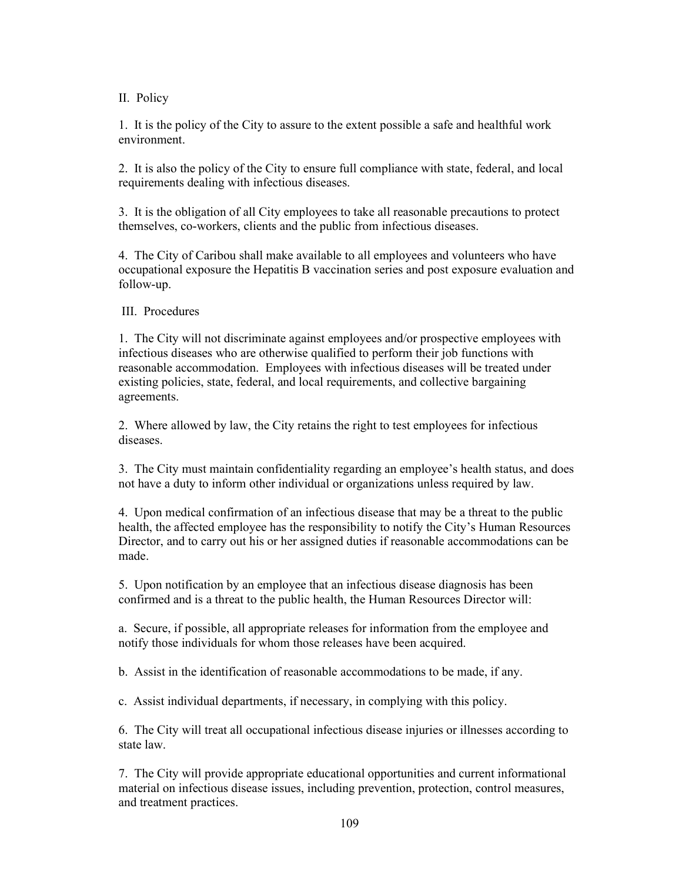## II. Policy

1. It is the policy of the City to assure to the extent possible a safe and healthful work environment.

2. It is also the policy of the City to ensure full compliance with state, federal, and local requirements dealing with infectious diseases.

3. It is the obligation of all City employees to take all reasonable precautions to protect themselves, co-workers, clients and the public from infectious diseases.

4. The City of Caribou shall make available to all employees and volunteers who have occupational exposure the Hepatitis B vaccination series and post exposure evaluation and follow-up.

## III. Procedures

1. The City will not discriminate against employees and/or prospective employees with infectious diseases who are otherwise qualified to perform their job functions with reasonable accommodation. Employees with infectious diseases will be treated under existing policies, state, federal, and local requirements, and collective bargaining agreements.

2. Where allowed by law, the City retains the right to test employees for infectious diseases.

3. The City must maintain confidentiality regarding an employee's health status, and does not have a duty to inform other individual or organizations unless required by law.

4. Upon medical confirmation of an infectious disease that may be a threat to the public health, the affected employee has the responsibility to notify the City's Human Resources Director, and to carry out his or her assigned duties if reasonable accommodations can be made.

5. Upon notification by an employee that an infectious disease diagnosis has been confirmed and is a threat to the public health, the Human Resources Director will:

a. Secure, if possible, all appropriate releases for information from the employee and notify those individuals for whom those releases have been acquired.

b. Assist in the identification of reasonable accommodations to be made, if any.

c. Assist individual departments, if necessary, in complying with this policy.

6. The City will treat all occupational infectious disease injuries or illnesses according to state law.

7. The City will provide appropriate educational opportunities and current informational material on infectious disease issues, including prevention, protection, control measures, and treatment practices.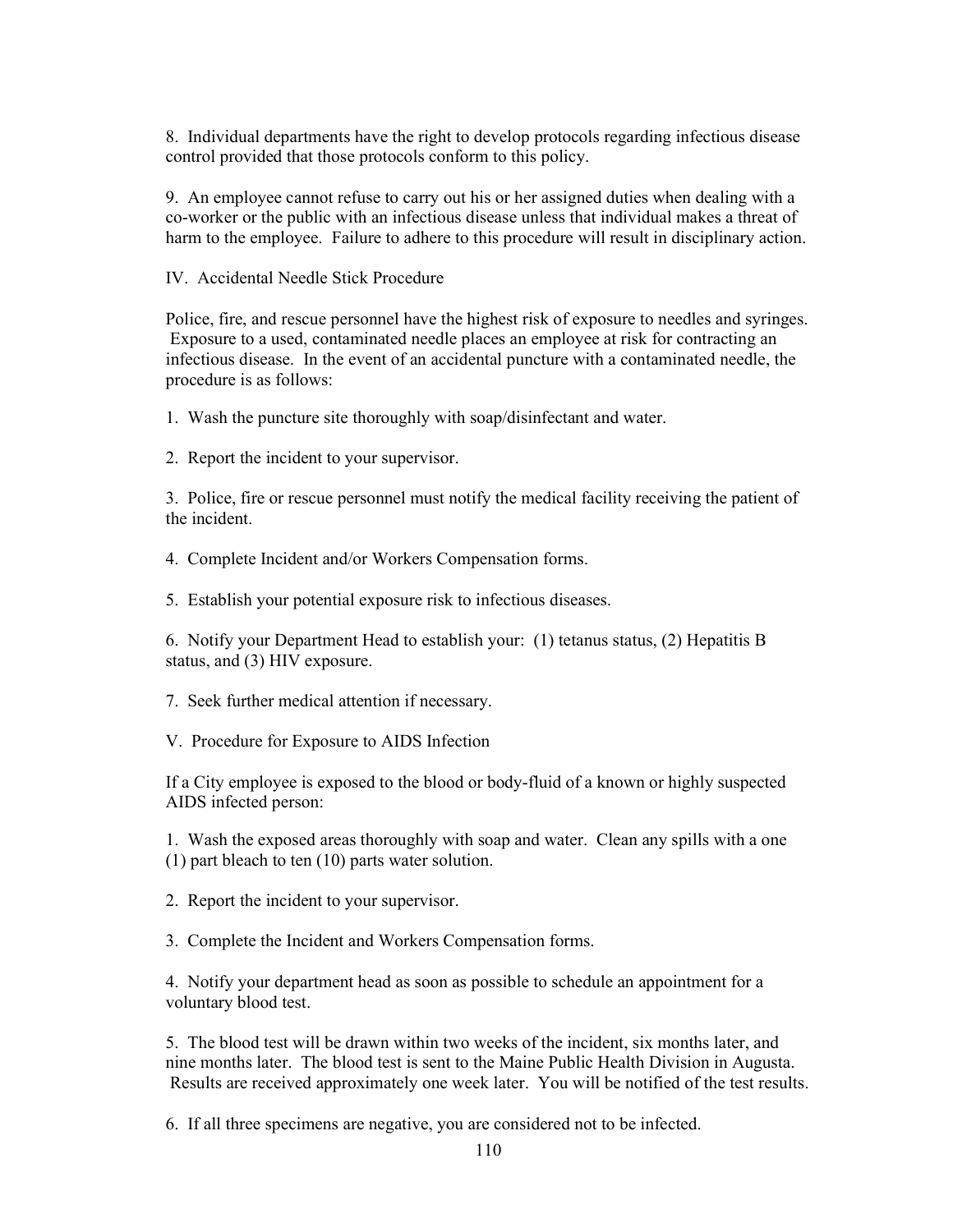8. Individual departments have the right to develop protocols regarding infectious disease control provided that those protocols conform to this policy.

9. An employee cannot refuse to carry out his or her assigned duties when dealing with a co-worker or the public with an infectious disease unless that individual makes a threat of harm to the employee. Failure to adhere to this procedure will result in disciplinary action.

## IV. Accidental Needle Stick Procedure

Police, fire, and rescue personnel have the highest risk of exposure to needles and syringes. Exposure to a used, contaminated needle places an employee at risk for contracting an infectious disease. In the event of an accidental puncture with a contaminated needle, the procedure is as follows:

1. Wash the puncture site thoroughly with soap/disinfectant and water.

2. Report the incident to your supervisor.

3. Police, fire or rescue personnel must notify the medical facility receiving the patient of the incident.

4. Complete Incident and/or Workers Compensation forms.

5. Establish your potential exposure risk to infectious diseases.

6. Notify your Department Head to establish your: (1) tetanus status, (2) Hepatitis B status, and (3) HIV exposure.

7. Seek further medical attention if necessary.

## V. Procedure for Exposure to AIDS Infection

If a City employee is exposed to the blood or body-fluid of a known or highly suspected AIDS infected person:

1. Wash the exposed areas thoroughly with soap and water. Clean any spills with a one (1) part bleach to ten (10) parts water solution.

2. Report the incident to your supervisor.

3. Complete the Incident and Workers Compensation forms.

4. Notify your department head as soon as possible to schedule an appointment for a voluntary blood test.

5. The blood test will be drawn within two weeks of the incident, six months later, and nine months later. The blood test is sent to the Maine Public Health Division in Augusta. Results are received approximately one week later. You will be notified of the test results.

6. If all three specimens are negative, you are considered not to be infected.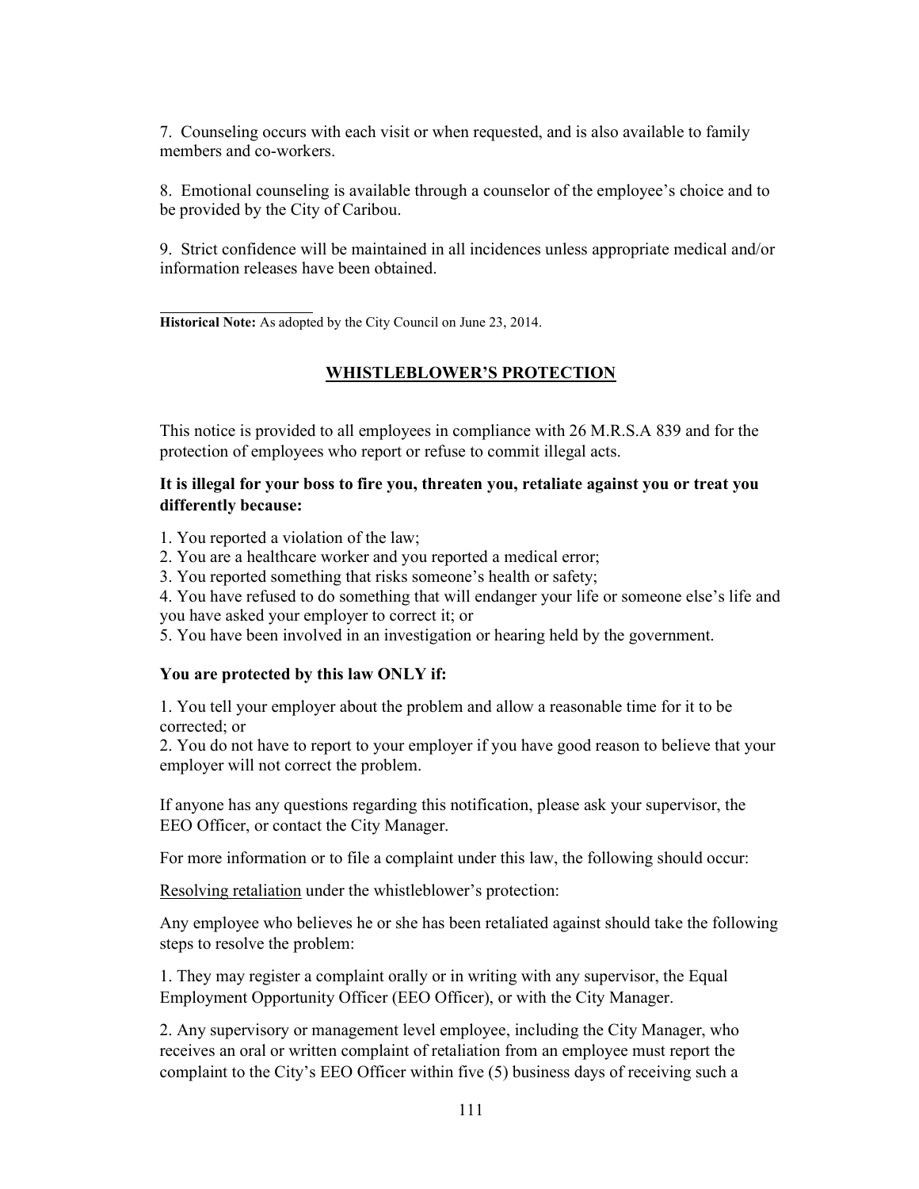7. Counseling occurs with each visit or when requested, and is also available to family members and co-workers.

8. Emotional counseling is available through a counselor of the employee's choice and to be provided by the City of Caribou.

9. Strict confidence will be maintained in all incidences unless appropriate medical and/or information releases have been obtained.

---

**Historical Note:** As adopted by the City Council on June 23, 2014.

## WHISTLEBLOWER'S PROTECTION

This notice is provided to all employees in compliance with 26 M.R.S.A 839 and for the protection of employees who report or refuse to commit illegal acts.

**It is illegal for your boss to fire you, threaten you, retaliate against you or treat you differently because:**

1. You reported a violation of the law;
2. You are a healthcare worker and you reported a medical error;
3. You reported something that risks someone's health or safety;
4. You have refused to do something that will endanger your life or someone else's life and you have asked your employer to correct it; or
5. You have been involved in an investigation or hearing held by the government.

**You are protected by this law ONLY if:**

1. You tell your employer about the problem and allow a reasonable time for it to be corrected; or
2. You do not have to report to your employer if you have good reason to believe that your employer will not correct the problem.

If anyone has any questions regarding this notification, please ask your supervisor, the EEO Officer, or contact the City Manager.

For more information or to file a complaint under this law, the following should occur:

<u>Resolving retaliation</u> under the whistleblower's protection:

Any employee who believes he or she has been retaliated against should take the following steps to resolve the problem:

1. They may register a complaint orally or in writing with any supervisor, the Equal Employment Opportunity Officer (EEO Officer), or with the City Manager.

2. Any supervisory or management level employee, including the City Manager, who receives an oral or written complaint of retaliation from an employee must report the complaint to the City's EEO Officer within five (5) business days of receiving such a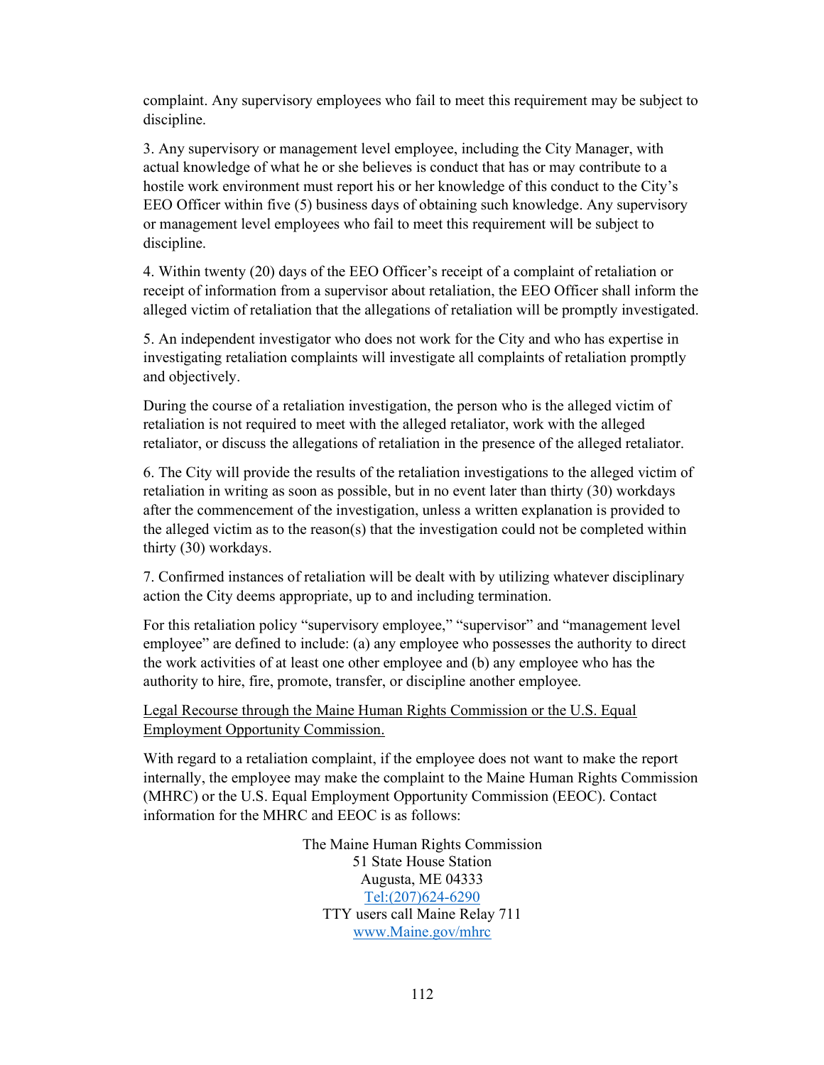complaint. Any supervisory employees who fail to meet this requirement may be subject to discipline.

3. Any supervisory or management level employee, including the City Manager, with actual knowledge of what he or she believes is conduct that has or may contribute to a hostile work environment must report his or her knowledge of this conduct to the City's EEO Officer within five (5) business days of obtaining such knowledge. Any supervisory or management level employees who fail to meet this requirement will be subject to discipline.

4. Within twenty (20) days of the EEO Officer's receipt of a complaint of retaliation or receipt of information from a supervisor about retaliation, the EEO Officer shall inform the alleged victim of retaliation that the allegations of retaliation will be promptly investigated.

5. An independent investigator who does not work for the City and who has expertise in investigating retaliation complaints will investigate all complaints of retaliation promptly and objectively.

During the course of a retaliation investigation, the person who is the alleged victim of retaliation is not required to meet with the alleged retaliator, work with the alleged retaliator, or discuss the allegations of retaliation in the presence of the alleged retaliator.

6. The City will provide the results of the retaliation investigations to the alleged victim of retaliation in writing as soon as possible, but in no event later than thirty (30) workdays after the commencement of the investigation, unless a written explanation is provided to the alleged victim as to the reason(s) that the investigation could not be completed within thirty (30) workdays.

7. Confirmed instances of retaliation will be dealt with by utilizing whatever disciplinary action the City deems appropriate, up to and including termination.

For this retaliation policy "supervisory employee," "supervisor" and "management level employee" are defined to include: (a) any employee who possesses the authority to direct the work activities of at least one other employee and (b) any employee who has the authority to hire, fire, promote, transfer, or discipline another employee.

<u>Legal Recourse through the Maine Human Rights Commission or the U.S. Equal Employment Opportunity Commission.</u>

With regard to a retaliation complaint, if the employee does not want to make the report internally, the employee may make the complaint to the Maine Human Rights Commission (MHRC) or the U.S. Equal Employment Opportunity Commission (EEOC). Contact information for the MHRC and EEOC is as follows:

The Maine Human Rights Commission
51 State House Station
Augusta, ME 04333
Tel:(207)624-6290
TTY users call Maine Relay 711
www.Maine.gov/mhrc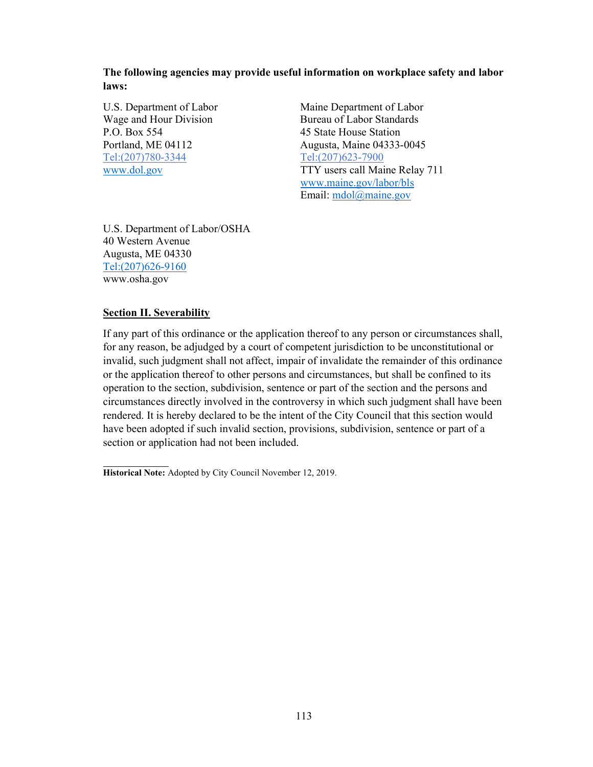**The following agencies may provide useful information on workplace safety and labor laws:**

U.S. Department of Labor
Wage and Hour Division
P.O. Box 554
Portland, ME 04112
Tel:(207)780-3344
www.dol.gov

Maine Department of Labor
Bureau of Labor Standards
45 State House Station
Augusta, Maine 04333-0045
Tel:(207)623-7900
TTY users call Maine Relay 711
www.maine.gov/labor/bls
Email: mdol@maine.gov

U.S. Department of Labor/OSHA
40 Western Avenue
Augusta, ME 04330
Tel:(207)626-9160
www.osha.gov

**Section II. Severability**

If any part of this ordinance or the application thereof to any person or circumstances shall, for any reason, be adjudged by a court of competent jurisdiction to be unconstitutional or invalid, such judgment shall not affect, impair of invalidate the remainder of this ordinance or the application thereof to other persons and circumstances, but shall be confined to its operation to the section, subdivision, sentence or part of the section and the persons and circumstances directly involved in the controversy in which such judgment shall have been rendered. It is hereby declared to be the intent of the City Council that this section would have been adopted if such invalid section, provisions, subdivision, sentence or part of a section or application had not been included.

---

**Historical Note:** Adopted by City Council November 12, 2019.